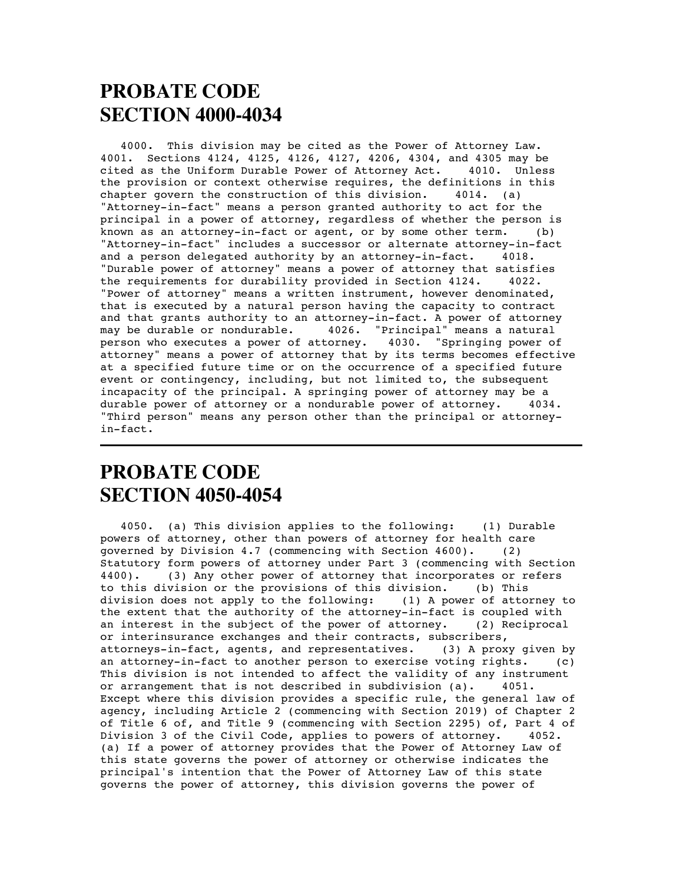# PROBATE CODE
# SECTION 4000-4034

4000. This division may be cited as the Power of Attorney Law. 4001. Sections 4124, 4125, 4126, 4127, 4206, 4304, and 4305 may be cited as the Uniform Durable Power of Attorney Act. 4010. Unless the provision or context otherwise requires, the definitions in this chapter govern the construction of this division. 4014. (a) "Attorney-in-fact" means a person granted authority to act for the principal in a power of attorney, regardless of whether the person is known as an attorney-in-fact or agent, or by some other term. (b) "Attorney-in-fact" includes a successor or alternate attorney-in-fact and a person delegated authority by an attorney-in-fact. 4018. "Durable power of attorney" means a power of attorney that satisfies the requirements for durability provided in Section 4124. 4022. "Power of attorney" means a written instrument, however denominated, that is executed by a natural person having the capacity to contract and that grants authority to an attorney-in-fact. A power of attorney may be durable or nondurable. 4026. "Principal" means a natural person who executes a power of attorney. 4030. "Springing power of attorney" means a power of attorney that by its terms becomes effective at a specified future time or on the occurrence of a specified future event or contingency, including, but not limited to, the subsequent incapacity of the principal. A springing power of attorney may be a durable power of attorney or a nondurable power of attorney. 4034. "Third person" means any person other than the principal or attorney-in-fact.

---

# PROBATE CODE
# SECTION 4050-4054

4050. (a) This division applies to the following: (1) Durable powers of attorney, other than powers of attorney for health care governed by Division 4.7 (commencing with Section 4600). (2) Statutory form powers of attorney under Part 3 (commencing with Section 4400). (3) Any other power of attorney that incorporates or refers to this division or the provisions of this division. (b) This division does not apply to the following: (1) A power of attorney to the extent that the authority of the attorney-in-fact is coupled with an interest in the subject of the power of attorney. (2) Reciprocal or interinsurance exchanges and their contracts, subscribers, attorneys-in-fact, agents, and representatives. (3) A proxy given by an attorney-in-fact to another person to exercise voting rights. (c) This division is not intended to affect the validity of any instrument or arrangement that is not described in subdivision (a). 4051. Except where this division provides a specific rule, the general law of agency, including Article 2 (commencing with Section 2019) of Chapter 2 of Title 6 of, and Title 9 (commencing with Section 2295) of, Part 4 of Division 3 of the Civil Code, applies to powers of attorney. 4052. (a) If a power of attorney provides that the Power of Attorney Law of this state governs the power of attorney or otherwise indicates the principal's intention that the Power of Attorney Law of this state governs the power of attorney, this division governs the power of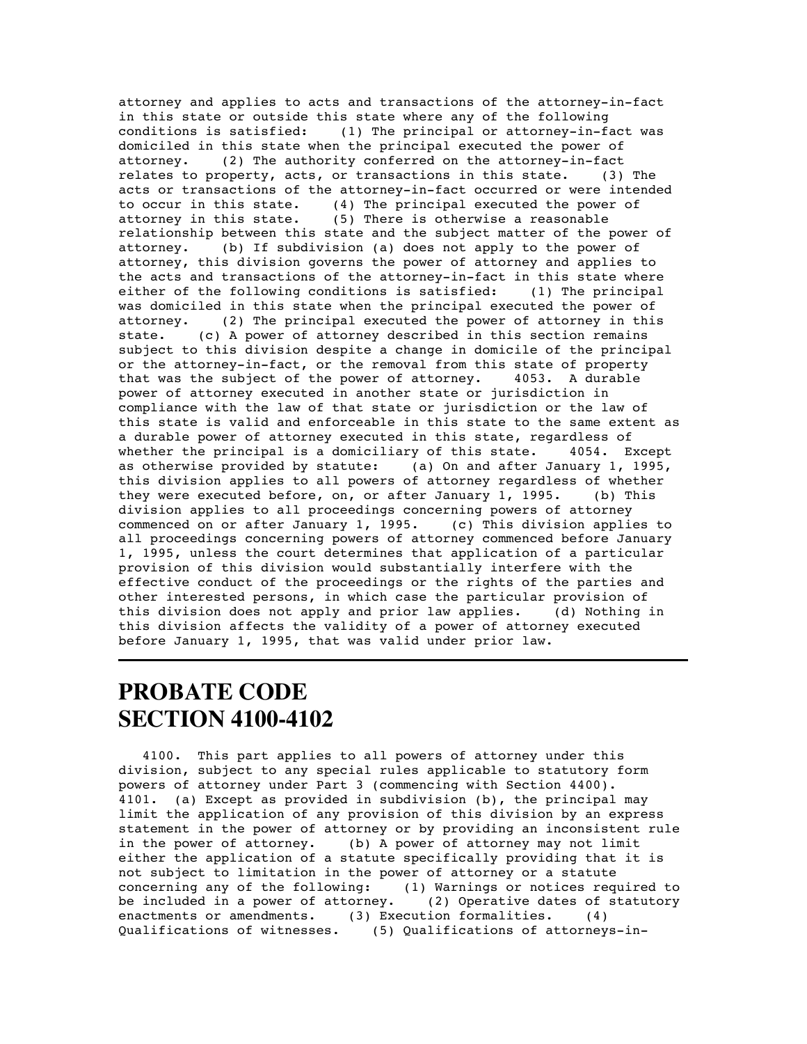attorney and applies to acts and transactions of the attorney-in-fact in this state or outside this state where any of the following conditions is satisfied: (1) The principal or attorney-in-fact was domiciled in this state when the principal executed the power of attorney. (2) The authority conferred on the attorney-in-fact relates to property, acts, or transactions in this state. (3) The acts or transactions of the attorney-in-fact occurred or were intended to occur in this state. (4) The principal executed the power of attorney in this state. (5) There is otherwise a reasonable relationship between this state and the subject matter of the power of attorney. (b) If subdivision (a) does not apply to the power of attorney, this division governs the power of attorney and applies to the acts and transactions of the attorney-in-fact in this state where either of the following conditions is satisfied: (1) The principal was domiciled in this state when the principal executed the power of attorney. (2) The principal executed the power of attorney in this state. (c) A power of attorney described in this section remains subject to this division despite a change in domicile of the principal or the attorney-in-fact, or the removal from this state of property that was the subject of the power of attorney. 4053. A durable power of attorney executed in another state or jurisdiction in compliance with the law of that state or jurisdiction or the law of this state is valid and enforceable in this state to the same extent as a durable power of attorney executed in this state, regardless of whether the principal is a domiciliary of this state. 4054. Except as otherwise provided by statute: (a) On and after January 1, 1995, this division applies to all powers of attorney regardless of whether they were executed before, on, or after January 1, 1995. (b) This division applies to all proceedings concerning powers of attorney commenced on or after January 1, 1995. (c) This division applies to all proceedings concerning powers of attorney commenced before January 1, 1995, unless the court determines that application of a particular provision of this division would substantially interfere with the effective conduct of the proceedings or the rights of the parties and other interested persons, in which case the particular provision of this division does not apply and prior law applies. (d) Nothing in this division affects the validity of a power of attorney executed before January 1, 1995, that was valid under prior law.

---

# PROBATE CODE SECTION 4100-4102

4100. This part applies to all powers of attorney under this division, subject to any special rules applicable to statutory form powers of attorney under Part 3 (commencing with Section 4400). 4101. (a) Except as provided in subdivision (b), the principal may limit the application of any provision of this division by an express statement in the power of attorney or by providing an inconsistent rule in the power of attorney. (b) A power of attorney may not limit either the application of a statute specifically providing that it is not subject to limitation in the power of attorney or a statute concerning any of the following: (1) Warnings or notices required to be included in a power of attorney. (2) Operative dates of statutory enactments or amendments. (3) Execution formalities. (4) Qualifications of witnesses. (5) Qualifications of attorneys-in-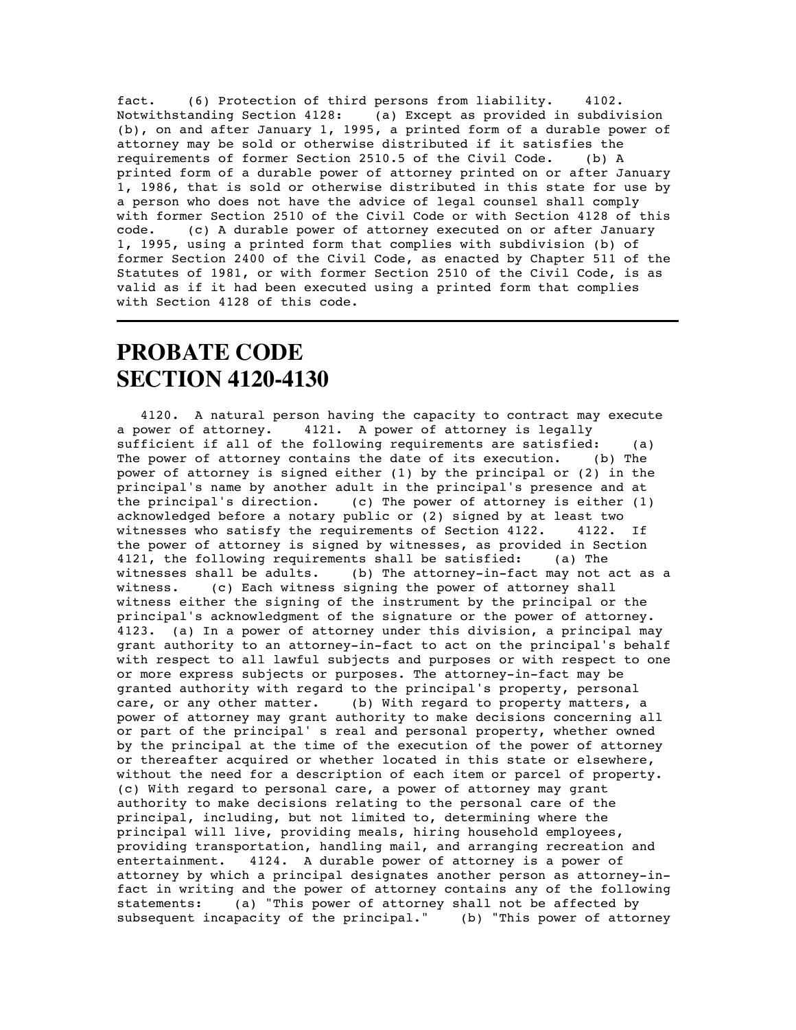fact. (6) Protection of third persons from liability. 4102. Notwithstanding Section 4128: (a) Except as provided in subdivision (b), on and after January 1, 1995, a printed form of a durable power of attorney may be sold or otherwise distributed if it satisfies the requirements of former Section 2510.5 of the Civil Code. (b) A printed form of a durable power of attorney printed on or after January 1, 1986, that is sold or otherwise distributed in this state for use by a person who does not have the advice of legal counsel shall comply with former Section 2510 of the Civil Code or with Section 4128 of this code. (c) A durable power of attorney executed on or after January 1, 1995, using a printed form that complies with subdivision (b) of former Section 2400 of the Civil Code, as enacted by Chapter 511 of the Statutes of 1981, or with former Section 2510 of the Civil Code, is as valid as if it had been executed using a printed form that complies with Section 4128 of this code.

---

# PROBATE CODE SECTION 4120-4130

4120. A natural person having the capacity to contract may execute a power of attorney. 4121. A power of attorney is legally sufficient if all of the following requirements are satisfied: (a) The power of attorney contains the date of its execution. (b) The power of attorney is signed either (1) by the principal or (2) in the principal's name by another adult in the principal's presence and at the principal's direction. (c) The power of attorney is either (1) acknowledged before a notary public or (2) signed by at least two witnesses who satisfy the requirements of Section 4122. 4122. If the power of attorney is signed by witnesses, as provided in Section 4121, the following requirements shall be satisfied: (a) The witnesses shall be adults. (b) The attorney-in-fact may not act as a witness. (c) Each witness signing the power of attorney shall witness either the signing of the instrument by the principal or the principal's acknowledgment of the signature or the power of attorney. 4123. (a) In a power of attorney under this division, a principal may grant authority to an attorney-in-fact to act on the principal's behalf with respect to all lawful subjects and purposes or with respect to one or more express subjects or purposes. The attorney-in-fact may be granted authority with regard to the principal's property, personal care, or any other matter. (b) With regard to property matters, a power of attorney may grant authority to make decisions concerning all or part of the principal' s real and personal property, whether owned by the principal at the time of the execution of the power of attorney or thereafter acquired or whether located in this state or elsewhere, without the need for a description of each item or parcel of property. (c) With regard to personal care, a power of attorney may grant authority to make decisions relating to the personal care of the principal, including, but not limited to, determining where the principal will live, providing meals, hiring household employees, providing transportation, handling mail, and arranging recreation and entertainment. 4124. A durable power of attorney is a power of attorney by which a principal designates another person as attorney-in-fact in writing and the power of attorney contains any of the following statements: (a) "This power of attorney shall not be affected by subsequent incapacity of the principal." (b) "This power of attorney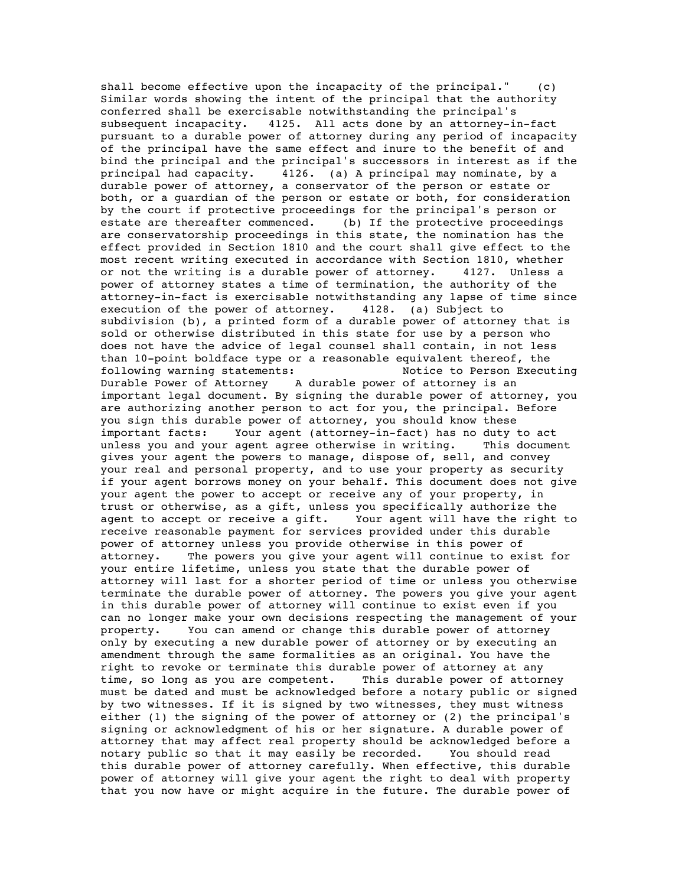shall become effective upon the incapacity of the principal." (c) Similar words showing the intent of the principal that the authority conferred shall be exercisable notwithstanding the principal's subsequent incapacity.

4125. All acts done by an attorney-in-fact pursuant to a durable power of attorney during any period of incapacity of the principal have the same effect and inure to the benefit of and bind the principal and the principal's successors in interest as if the principal had capacity.

4126. (a) A principal may nominate, by a durable power of attorney, a conservator of the person or estate or both, or a guardian of the person or estate or both, for consideration by the court if protective proceedings for the principal's person or estate are thereafter commenced. (b) If the protective proceedings are conservatorship proceedings in this state, the nomination has the effect provided in Section 1810 and the court shall give effect to the most recent writing executed in accordance with Section 1810, whether or not the writing is a durable power of attorney.

4127. Unless a power of attorney states a time of termination, the authority of the attorney-in-fact is exercisable notwithstanding any lapse of time since execution of the power of attorney.

4128. (a) Subject to subdivision (b), a printed form of a durable power of attorney that is sold or otherwise distributed in this state for use by a person who does not have the advice of legal counsel shall contain, in not less than 10-point boldface type or a reasonable equivalent thereof, the following warning statements:

Notice to Person Executing Durable Power of Attorney

A durable power of attorney is an important legal document. By signing the durable power of attorney, you are authorizing another person to act for you, the principal. Before you sign this durable power of attorney, you should know these important facts:

Your agent (attorney-in-fact) has no duty to act unless you and your agent agree otherwise in writing.

This document gives your agent the powers to manage, dispose of, sell, and convey your real and personal property, and to use your property as security if your agent borrows money on your behalf. This document does not give your agent the power to accept or receive any of your property, in trust or otherwise, as a gift, unless you specifically authorize the agent to accept or receive a gift.

Your agent will have the right to receive reasonable payment for services provided under this durable power of attorney unless you provide otherwise in this power of attorney.

The powers you give your agent will continue to exist for your entire lifetime, unless you state that the durable power of attorney will last for a shorter period of time or unless you otherwise terminate the durable power of attorney. The powers you give your agent in this durable power of attorney will continue to exist even if you can no longer make your own decisions respecting the management of your property.

You can amend or change this durable power of attorney only by executing a new durable power of attorney or by executing an amendment through the same formalities as an original. You have the right to revoke or terminate this durable power of attorney at any time, so long as you are competent.

This durable power of attorney must be dated and must be acknowledged before a notary public or signed by two witnesses. If it is signed by two witnesses, they must witness either (1) the signing of the power of attorney or (2) the principal's signing or acknowledgment of his or her signature. A durable power of attorney that may affect real property should be acknowledged before a notary public so that it may easily be recorded.

You should read this durable power of attorney carefully. When effective, this durable power of attorney will give your agent the right to deal with property that you now have or might acquire in the future. The durable power of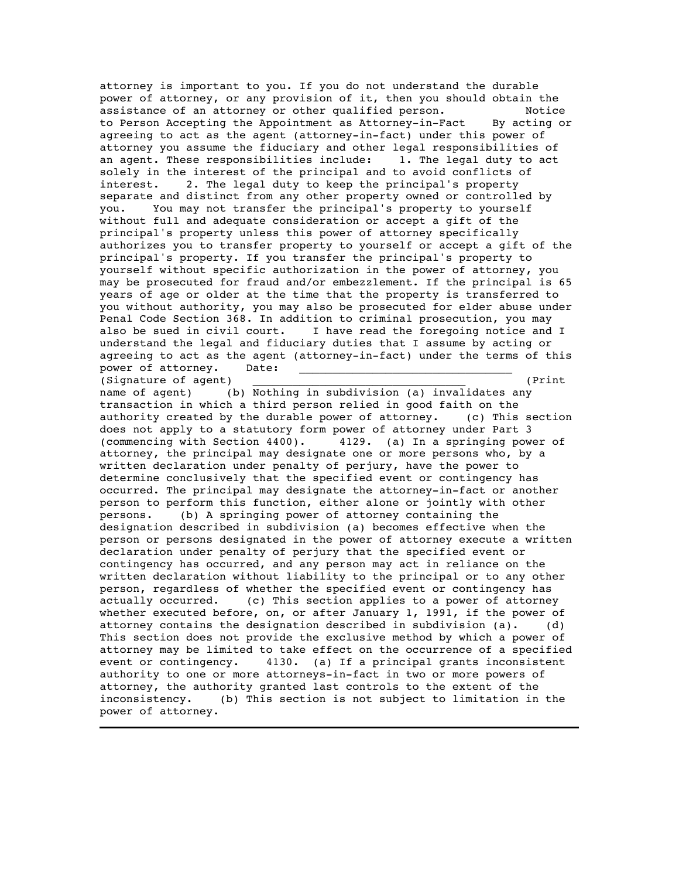attorney is important to you. If you do not understand the durable power of attorney, or any provision of it, then you should obtain the assistance of an attorney or other qualified person.

Notice to Person Accepting the Appointment as Attorney-in-Fact

By acting or agreeing to act as the agent (attorney-in-fact) under this power of attorney you assume the fiduciary and other legal responsibilities of an agent. These responsibilities include:

1. The legal duty to act solely in the interest of the principal and to avoid conflicts of interest.

2. The legal duty to keep the principal's property separate and distinct from any other property owned or controlled by you.

You may not transfer the principal's property to yourself without full and adequate consideration or accept a gift of the principal's property unless this power of attorney specifically authorizes you to transfer property to yourself or accept a gift of the principal's property. If you transfer the principal's property to yourself without specific authorization in the power of attorney, you may be prosecuted for fraud and/or embezzlement. If the principal is 65 years of age or older at the time that the property is transferred to you without authority, you may also be prosecuted for elder abuse under Penal Code Section 368. In addition to criminal prosecution, you may also be sued in civil court.

I have read the foregoing notice and I understand the legal and fiduciary duties that I assume by acting or agreeing to act as the agent (attorney-in-fact) under the terms of this power of attorney.

Date: ______________________________

(Signature of agent) ______________________________ (Print name of agent)

(b) Nothing in subdivision (a) invalidates any transaction in which a third person relied in good faith on the authority created by the durable power of attorney.

(c) This section does not apply to a statutory form power of attorney under Part 3 (commencing with Section 4400).

4129. (a) In a springing power of attorney, the principal may designate one or more persons who, by a written declaration under penalty of perjury, have the power to determine conclusively that the specified event or contingency has occurred. The principal may designate the attorney-in-fact or another person to perform this function, either alone or jointly with other persons.

(b) A springing power of attorney containing the designation described in subdivision (a) becomes effective when the person or persons designated in the power of attorney execute a written declaration under penalty of perjury that the specified event or contingency has occurred, and any person may act in reliance on the written declaration without liability to the principal or to any other person, regardless of whether the specified event or contingency has actually occurred.

(c) This section applies to a power of attorney whether executed before, on, or after January 1, 1991, if the power of attorney contains the designation described in subdivision (a).

(d) This section does not provide the exclusive method by which a power of attorney may be limited to take effect on the occurrence of a specified event or contingency.

4130. (a) If a principal grants inconsistent authority to one or more attorneys-in-fact in two or more powers of attorney, the authority granted last controls to the extent of the inconsistency.

(b) This section is not subject to limitation in the power of attorney.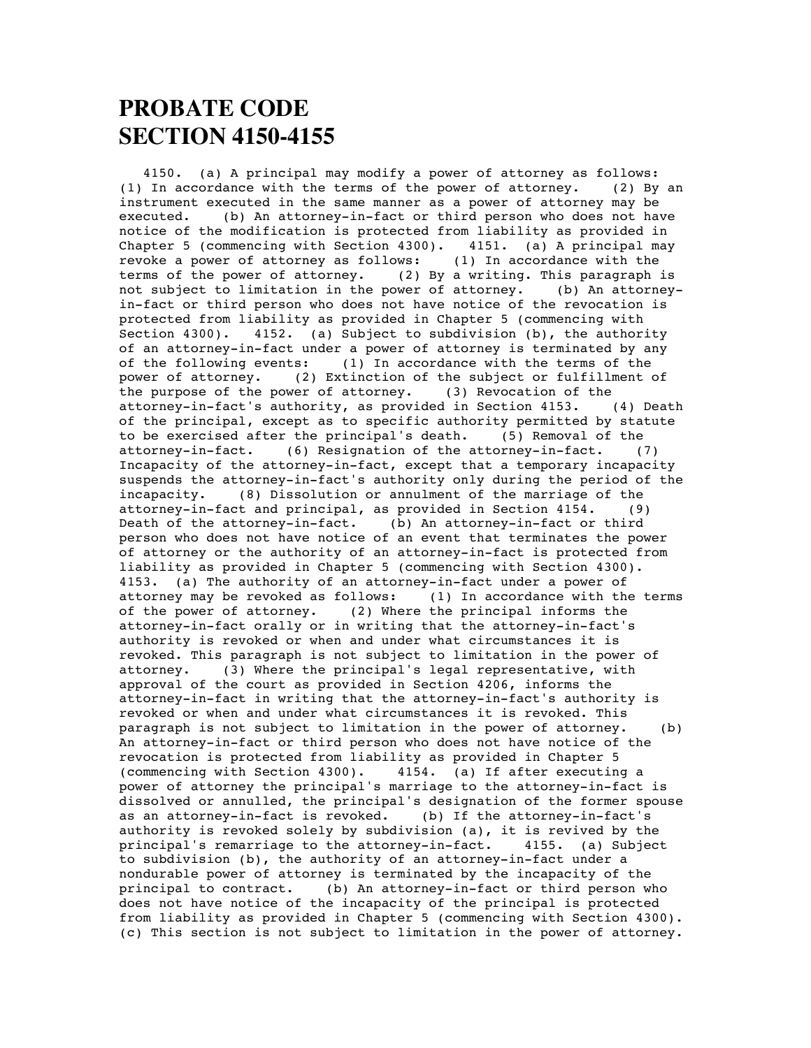# PROBATE CODE
# SECTION 4150-4155

4150. (a) A principal may modify a power of attorney as follows: (1) In accordance with the terms of the power of attorney. (2) By an instrument executed in the same manner as a power of attorney may be executed. (b) An attorney-in-fact or third person who does not have notice of the modification is protected from liability as provided in Chapter 5 (commencing with Section 4300). 4151. (a) A principal may revoke a power of attorney as follows: (1) In accordance with the terms of the power of attorney. (2) By a writing. This paragraph is not subject to limitation in the power of attorney. (b) An attorney-in-fact or third person who does not have notice of the revocation is protected from liability as provided in Chapter 5 (commencing with Section 4300). 4152. (a) Subject to subdivision (b), the authority of an attorney-in-fact under a power of attorney is terminated by any of the following events: (1) In accordance with the terms of the power of attorney. (2) Extinction of the subject or fulfillment of the purpose of the power of attorney. (3) Revocation of the attorney-in-fact's authority, as provided in Section 4153. (4) Death of the principal, except as to specific authority permitted by statute to be exercised after the principal's death. (5) Removal of the attorney-in-fact. (6) Resignation of the attorney-in-fact. (7) Incapacity of the attorney-in-fact, except that a temporary incapacity suspends the attorney-in-fact's authority only during the period of the incapacity. (8) Dissolution or annulment of the marriage of the attorney-in-fact and principal, as provided in Section 4154. (9) Death of the attorney-in-fact. (b) An attorney-in-fact or third person who does not have notice of an event that terminates the power of attorney or the authority of an attorney-in-fact is protected from liability as provided in Chapter 5 (commencing with Section 4300). 4153. (a) The authority of an attorney-in-fact under a power of attorney may be revoked as follows: (1) In accordance with the terms of the power of attorney. (2) Where the principal informs the attorney-in-fact orally or in writing that the attorney-in-fact's authority is revoked or when and under what circumstances it is revoked. This paragraph is not subject to limitation in the power of attorney. (3) Where the principal's legal representative, with approval of the court as provided in Section 4206, informs the attorney-in-fact in writing that the attorney-in-fact's authority is revoked or when and under what circumstances it is revoked. This paragraph is not subject to limitation in the power of attorney. (b) An attorney-in-fact or third person who does not have notice of the revocation is protected from liability as provided in Chapter 5 (commencing with Section 4300). 4154. (a) If after executing a power of attorney the principal's marriage to the attorney-in-fact is dissolved or annulled, the principal's designation of the former spouse as an attorney-in-fact is revoked. (b) If the attorney-in-fact's authority is revoked solely by subdivision (a), it is revived by the principal's remarriage to the attorney-in-fact. 4155. (a) Subject to subdivision (b), the authority of an attorney-in-fact under a nondurable power of attorney is terminated by the incapacity of the principal to contract. (b) An attorney-in-fact or third person who does not have notice of the incapacity of the principal is protected from liability as provided in Chapter 5 (commencing with Section 4300). (c) This section is not subject to limitation in the power of attorney.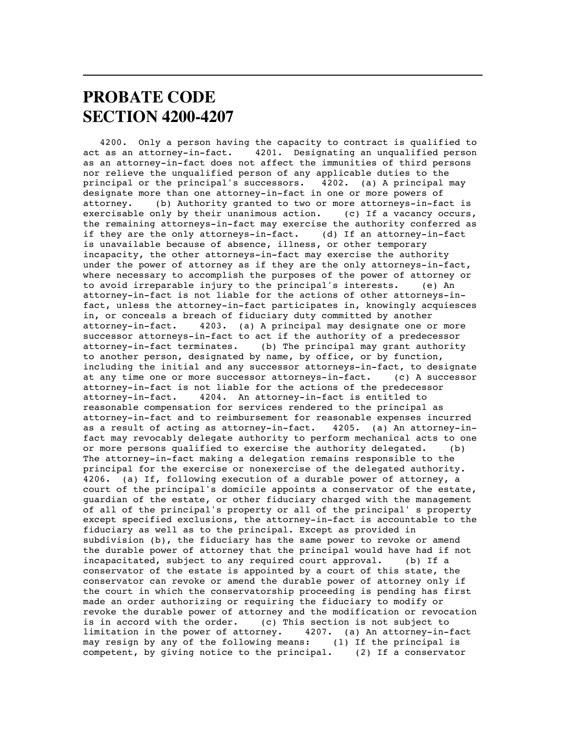# PROBATE CODE
# SECTION 4200-4207

4200. Only a person having the capacity to contract is qualified to act as an attorney-in-fact. 4201. Designating an unqualified person as an attorney-in-fact does not affect the immunities of third persons nor relieve the unqualified person of any applicable duties to the principal or the principal's successors. 4202. (a) A principal may designate more than one attorney-in-fact in one or more powers of attorney. (b) Authority granted to two or more attorneys-in-fact is exercisable only by their unanimous action. (c) If a vacancy occurs, the remaining attorneys-in-fact may exercise the authority conferred as if they are the only attorneys-in-fact. (d) If an attorney-in-fact is unavailable because of absence, illness, or other temporary incapacity, the other attorneys-in-fact may exercise the authority under the power of attorney as if they are the only attorneys-in-fact, where necessary to accomplish the purposes of the power of attorney or to avoid irreparable injury to the principal's interests. (e) An attorney-in-fact is not liable for the actions of other attorneys-in-fact, unless the attorney-in-fact participates in, knowingly acquiesces in, or conceals a breach of fiduciary duty committed by another attorney-in-fact. 4203. (a) A principal may designate one or more successor attorneys-in-fact to act if the authority of a predecessor attorney-in-fact terminates. (b) The principal may grant authority to another person, designated by name, by office, or by function, including the initial and any successor attorneys-in-fact, to designate at any time one or more successor attorneys-in-fact. (c) A successor attorney-in-fact is not liable for the actions of the predecessor attorney-in-fact. 4204. An attorney-in-fact is entitled to reasonable compensation for services rendered to the principal as attorney-in-fact and to reimbursement for reasonable expenses incurred as a result of acting as attorney-in-fact. 4205. (a) An attorney-in-fact may revocably delegate authority to perform mechanical acts to one or more persons qualified to exercise the authority delegated. (b) The attorney-in-fact making a delegation remains responsible to the principal for the exercise or nonexercise of the delegated authority. 4206. (a) If, following execution of a durable power of attorney, a court of the principal's domicile appoints a conservator of the estate, guardian of the estate, or other fiduciary charged with the management of all of the principal's property or all of the principal' s property except specified exclusions, the attorney-in-fact is accountable to the fiduciary as well as to the principal. Except as provided in subdivision (b), the fiduciary has the same power to revoke or amend the durable power of attorney that the principal would have had if not incapacitated, subject to any required court approval. (b) If a conservator of the estate is appointed by a court of this state, the conservator can revoke or amend the durable power of attorney only if the court in which the conservatorship proceeding is pending has first made an order authorizing or requiring the fiduciary to modify or revoke the durable power of attorney and the modification or revocation is in accord with the order. (c) This section is not subject to limitation in the power of attorney. 4207. (a) An attorney-in-fact may resign by any of the following means: (1) If the principal is competent, by giving notice to the principal. (2) If a conservator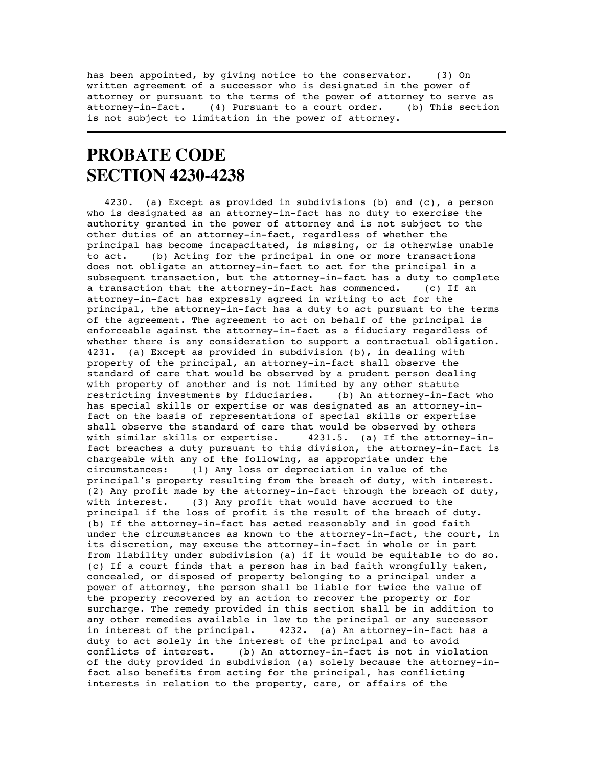has been appointed, by giving notice to the conservator. (3) On written agreement of a successor who is designated in the power of attorney or pursuant to the terms of the power of attorney to serve as attorney-in-fact. (4) Pursuant to a court order. (b) This section is not subject to limitation in the power of attorney.

---

# PROBATE CODE SECTION 4230-4238

4230. (a) Except as provided in subdivisions (b) and (c), a person who is designated as an attorney-in-fact has no duty to exercise the authority granted in the power of attorney and is not subject to the other duties of an attorney-in-fact, regardless of whether the principal has become incapacitated, is missing, or is otherwise unable to act. (b) Acting for the principal in one or more transactions does not obligate an attorney-in-fact to act for the principal in a subsequent transaction, but the attorney-in-fact has a duty to complete a transaction that the attorney-in-fact has commenced. (c) If an attorney-in-fact has expressly agreed in writing to act for the principal, the attorney-in-fact has a duty to act pursuant to the terms of the agreement. The agreement to act on behalf of the principal is enforceable against the attorney-in-fact as a fiduciary regardless of whether there is any consideration to support a contractual obligation. 4231. (a) Except as provided in subdivision (b), in dealing with property of the principal, an attorney-in-fact shall observe the standard of care that would be observed by a prudent person dealing with property of another and is not limited by any other statute restricting investments by fiduciaries. (b) An attorney-in-fact who has special skills or expertise or was designated as an attorney-in-fact on the basis of representations of special skills or expertise shall observe the standard of care that would be observed by others with similar skills or expertise. 4231.5. (a) If the attorney-in-fact breaches a duty pursuant to this division, the attorney-in-fact is chargeable with any of the following, as appropriate under the circumstances: (1) Any loss or depreciation in value of the principal's property resulting from the breach of duty, with interest. (2) Any profit made by the attorney-in-fact through the breach of duty, with interest. (3) Any profit that would have accrued to the principal if the loss of profit is the result of the breach of duty. (b) If the attorney-in-fact has acted reasonably and in good faith under the circumstances as known to the attorney-in-fact, the court, in its discretion, may excuse the attorney-in-fact in whole or in part from liability under subdivision (a) if it would be equitable to do so. (c) If a court finds that a person has in bad faith wrongfully taken, concealed, or disposed of property belonging to a principal under a power of attorney, the person shall be liable for twice the value of the property recovered by an action to recover the property or for surcharge. The remedy provided in this section shall be in addition to any other remedies available in law to the principal or any successor in interest of the principal. 4232. (a) An attorney-in-fact has a duty to act solely in the interest of the principal and to avoid conflicts of interest. (b) An attorney-in-fact is not in violation of the duty provided in subdivision (a) solely because the attorney-in-fact also benefits from acting for the principal, has conflicting interests in relation to the property, care, or affairs of the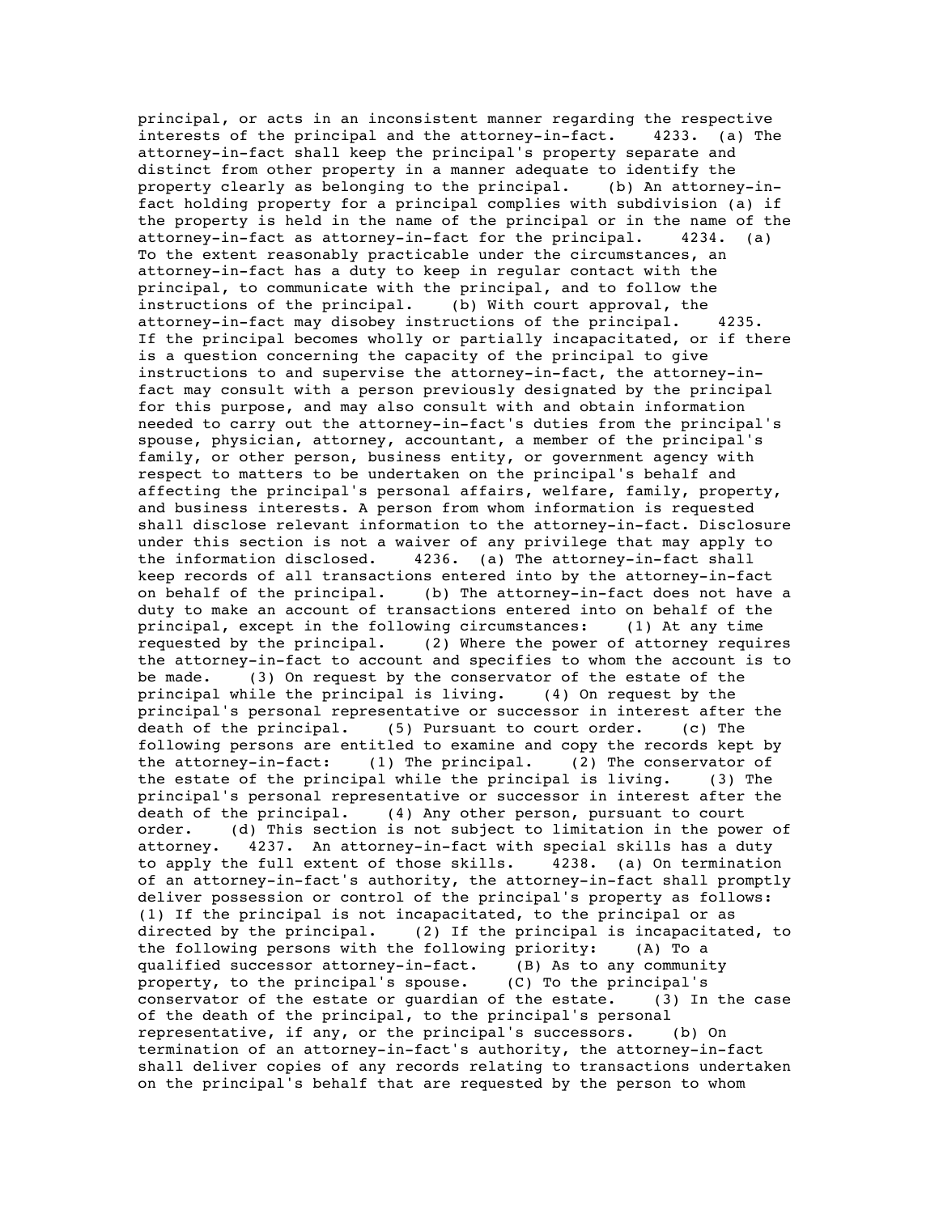principal, or acts in an inconsistent manner regarding the respective interests of the principal and the attorney-in-fact. 4233. (a) The attorney-in-fact shall keep the principal's property separate and distinct from other property in a manner adequate to identify the property clearly as belonging to the principal. (b) An attorney-in-fact holding property for a principal complies with subdivision (a) if the property is held in the name of the principal or in the name of the attorney-in-fact as attorney-in-fact for the principal. 4234. (a) To the extent reasonably practicable under the circumstances, an attorney-in-fact has a duty to keep in regular contact with the principal, to communicate with the principal, and to follow the instructions of the principal. (b) With court approval, the attorney-in-fact may disobey instructions of the principal. 4235. If the principal becomes wholly or partially incapacitated, or if there is a question concerning the capacity of the principal to give instructions to and supervise the attorney-in-fact, the attorney-in-fact may consult with a person previously designated by the principal for this purpose, and may also consult with and obtain information needed to carry out the attorney-in-fact's duties from the principal's spouse, physician, attorney, accountant, a member of the principal's family, or other person, business entity, or government agency with respect to matters to be undertaken on the principal's behalf and affecting the principal's personal affairs, welfare, family, property, and business interests. A person from whom information is requested shall disclose relevant information to the attorney-in-fact. Disclosure under this section is not a waiver of any privilege that may apply to the information disclosed. 4236. (a) The attorney-in-fact shall keep records of all transactions entered into by the attorney-in-fact on behalf of the principal. (b) The attorney-in-fact does not have a duty to make an account of transactions entered into on behalf of the principal, except in the following circumstances: (1) At any time requested by the principal. (2) Where the power of attorney requires the attorney-in-fact to account and specifies to whom the account is to be made. (3) On request by the conservator of the estate of the principal while the principal is living. (4) On request by the principal's personal representative or successor in interest after the death of the principal. (5) Pursuant to court order. (c) The following persons are entitled to examine and copy the records kept by the attorney-in-fact: (1) The principal. (2) The conservator of the estate of the principal while the principal is living. (3) The principal's personal representative or successor in interest after the death of the principal. (4) Any other person, pursuant to court order. (d) This section is not subject to limitation in the power of attorney. 4237. An attorney-in-fact with special skills has a duty to apply the full extent of those skills. 4238. (a) On termination of an attorney-in-fact's authority, the attorney-in-fact shall promptly deliver possession or control of the principal's property as follows: (1) If the principal is not incapacitated, to the principal or as directed by the principal. (2) If the principal is incapacitated, to the following persons with the following priority: (A) To a qualified successor attorney-in-fact. (B) As to any community property, to the principal's spouse. (C) To the principal's conservator of the estate or guardian of the estate. (3) In the case of the death of the principal, to the principal's personal representative, if any, or the principal's successors. (b) On termination of an attorney-in-fact's authority, the attorney-in-fact shall deliver copies of any records relating to transactions undertaken on the principal's behalf that are requested by the person to whom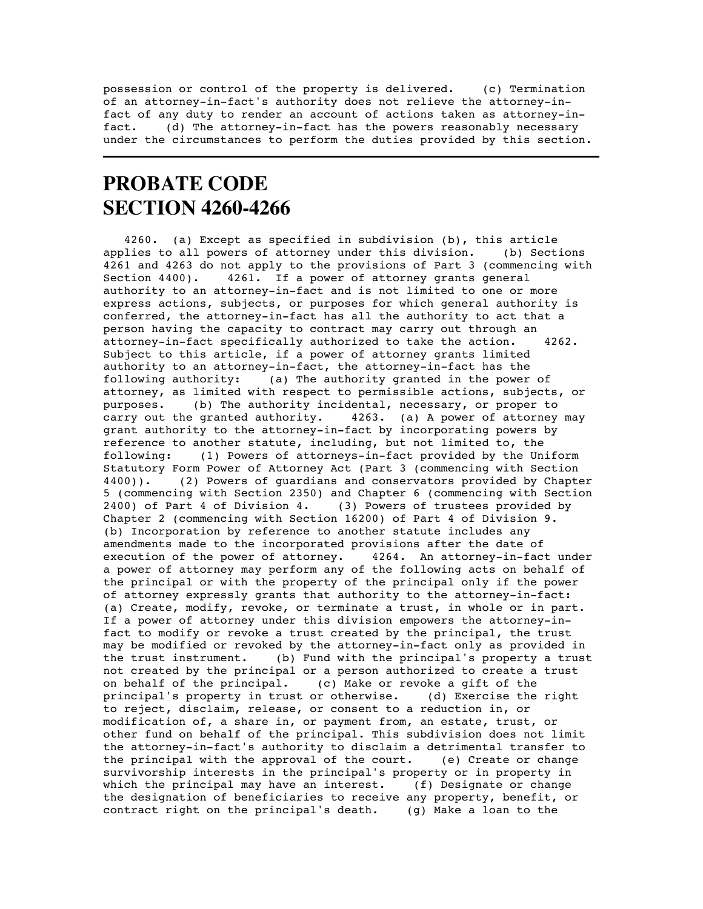possession or control of the property is delivered. (c) Termination of an attorney-in-fact's authority does not relieve the attorney-in-fact of any duty to render an account of actions taken as attorney-in-fact. (d) The attorney-in-fact has the powers reasonably necessary under the circumstances to perform the duties provided by this section.

---

# PROBATE CODE SECTION 4260-4266

4260. (a) Except as specified in subdivision (b), this article applies to all powers of attorney under this division. (b) Sections 4261 and 4263 do not apply to the provisions of Part 3 (commencing with Section 4400). 4261. If a power of attorney grants general authority to an attorney-in-fact and is not limited to one or more express actions, subjects, or purposes for which general authority is conferred, the attorney-in-fact has all the authority to act that a person having the capacity to contract may carry out through an attorney-in-fact specifically authorized to take the action. 4262. Subject to this article, if a power of attorney grants limited authority to an attorney-in-fact, the attorney-in-fact has the following authority: (a) The authority granted in the power of attorney, as limited with respect to permissible actions, subjects, or purposes. (b) The authority incidental, necessary, or proper to carry out the granted authority. 4263. (a) A power of attorney may grant authority to the attorney-in-fact by incorporating powers by reference to another statute, including, but not limited to, the following: (1) Powers of attorneys-in-fact provided by the Uniform Statutory Form Power of Attorney Act (Part 3 (commencing with Section 4400)). (2) Powers of guardians and conservators provided by Chapter 5 (commencing with Section 2350) and Chapter 6 (commencing with Section 2400) of Part 4 of Division 4. (3) Powers of trustees provided by Chapter 2 (commencing with Section 16200) of Part 4 of Division 9. (b) Incorporation by reference to another statute includes any amendments made to the incorporated provisions after the date of execution of the power of attorney. 4264. An attorney-in-fact under a power of attorney may perform any of the following acts on behalf of the principal or with the property of the principal only if the power of attorney expressly grants that authority to the attorney-in-fact: (a) Create, modify, revoke, or terminate a trust, in whole or in part. If a power of attorney under this division empowers the attorney-in-fact to modify or revoke a trust created by the principal, the trust may be modified or revoked by the attorney-in-fact only as provided in the trust instrument. (b) Fund with the principal's property a trust not created by the principal or a person authorized to create a trust on behalf of the principal. (c) Make or revoke a gift of the principal's property in trust or otherwise. (d) Exercise the right to reject, disclaim, release, or consent to a reduction in, or modification of, a share in, or payment from, an estate, trust, or other fund on behalf of the principal. This subdivision does not limit the attorney-in-fact's authority to disclaim a detrimental transfer to the principal with the approval of the court. (e) Create or change survivorship interests in the principal's property or in property in which the principal may have an interest. (f) Designate or change the designation of beneficiaries to receive any property, benefit, or contract right on the principal's death. (g) Make a loan to the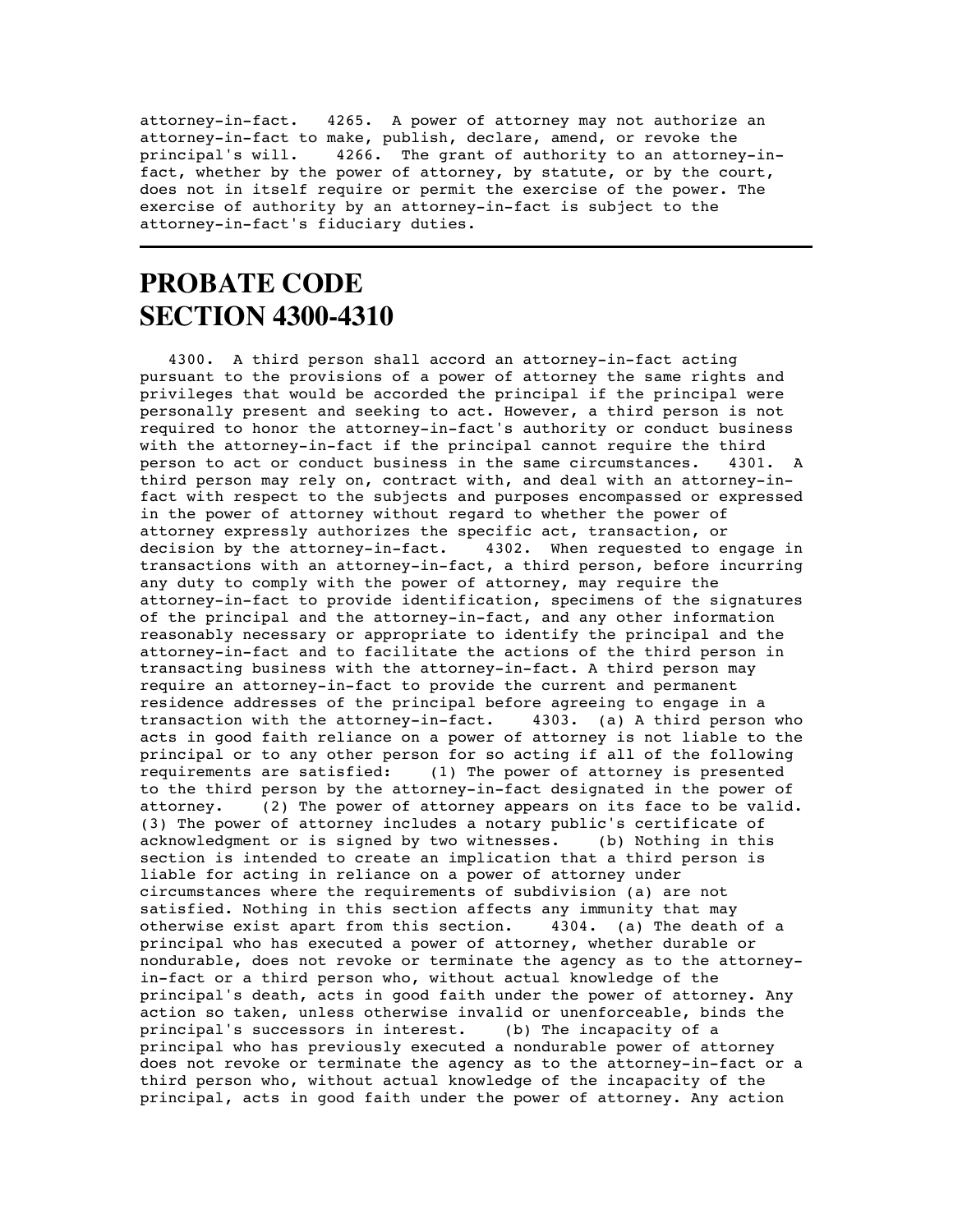attorney-in-fact. 4265. A power of attorney may not authorize an attorney-in-fact to make, publish, declare, amend, or revoke the principal's will. 4266. The grant of authority to an attorney-in-fact, whether by the power of attorney, by statute, or by the court, does not in itself require or permit the exercise of the power. The exercise of authority by an attorney-in-fact is subject to the attorney-in-fact's fiduciary duties.

---

# PROBATE CODE SECTION 4300-4310

4300. A third person shall accord an attorney-in-fact acting pursuant to the provisions of a power of attorney the same rights and privileges that would be accorded the principal if the principal were personally present and seeking to act. However, a third person is not required to honor the attorney-in-fact's authority or conduct business with the attorney-in-fact if the principal cannot require the third person to act or conduct business in the same circumstances. 4301. A third person may rely on, contract with, and deal with an attorney-in-fact with respect to the subjects and purposes encompassed or expressed in the power of attorney without regard to whether the power of attorney expressly authorizes the specific act, transaction, or decision by the attorney-in-fact. 4302. When requested to engage in transactions with an attorney-in-fact, a third person, before incurring any duty to comply with the power of attorney, may require the attorney-in-fact to provide identification, specimens of the signatures of the principal and the attorney-in-fact, and any other information reasonably necessary or appropriate to identify the principal and the attorney-in-fact and to facilitate the actions of the third person in transacting business with the attorney-in-fact. A third person may require an attorney-in-fact to provide the current and permanent residence addresses of the principal before agreeing to engage in a transaction with the attorney-in-fact. 4303. (a) A third person who acts in good faith reliance on a power of attorney is not liable to the principal or to any other person for so acting if all of the following requirements are satisfied: (1) The power of attorney is presented to the third person by the attorney-in-fact designated in the power of attorney. (2) The power of attorney appears on its face to be valid. (3) The power of attorney includes a notary public's certificate of acknowledgment or is signed by two witnesses. (b) Nothing in this section is intended to create an implication that a third person is liable for acting in reliance on a power of attorney under circumstances where the requirements of subdivision (a) are not satisfied. Nothing in this section affects any immunity that may otherwise exist apart from this section. 4304. (a) The death of a principal who has executed a power of attorney, whether durable or nondurable, does not revoke or terminate the agency as to the attorney-in-fact or a third person who, without actual knowledge of the principal's death, acts in good faith under the power of attorney. Any action so taken, unless otherwise invalid or unenforceable, binds the principal's successors in interest. (b) The incapacity of a principal who has previously executed a nondurable power of attorney does not revoke or terminate the agency as to the attorney-in-fact or a third person who, without actual knowledge of the incapacity of the principal, acts in good faith under the power of attorney. Any action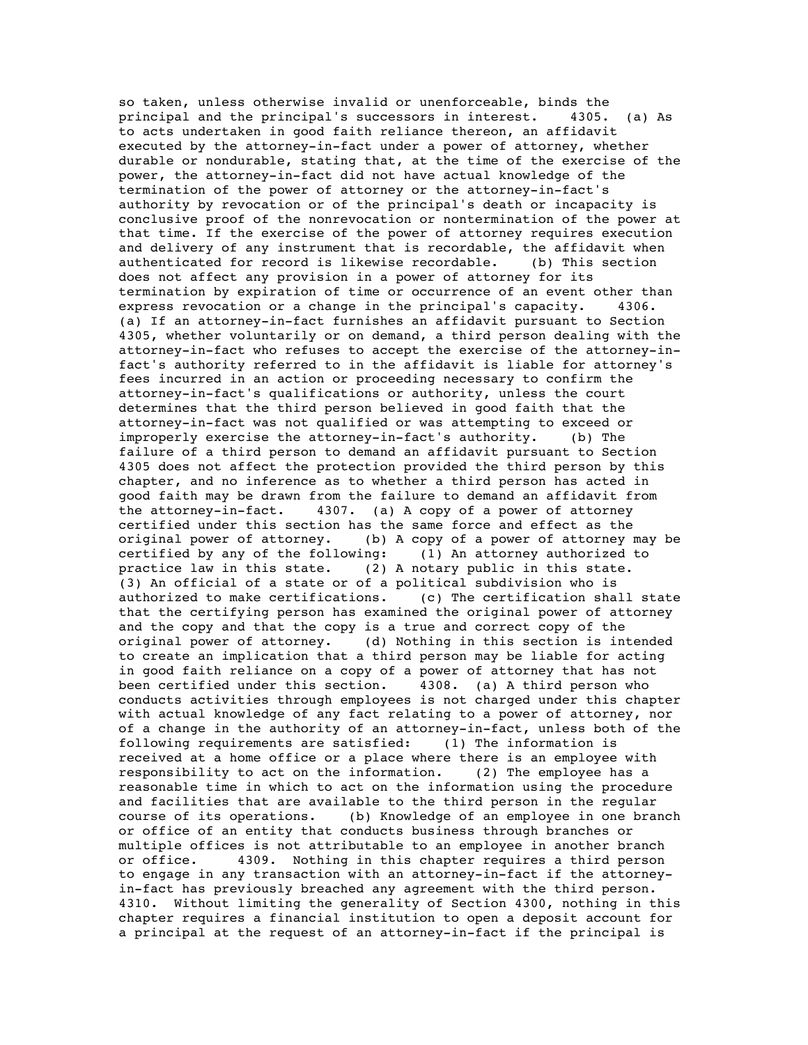so taken, unless otherwise invalid or unenforceable, binds the principal and the principal's successors in interest. 4305. (a) As to acts undertaken in good faith reliance thereon, an affidavit executed by the attorney-in-fact under a power of attorney, whether durable or nondurable, stating that, at the time of the exercise of the power, the attorney-in-fact did not have actual knowledge of the termination of the power of attorney or the attorney-in-fact's authority by revocation or of the principal's death or incapacity is conclusive proof of the nonrevocation or nontermination of the power at that time. If the exercise of the power of attorney requires execution and delivery of any instrument that is recordable, the affidavit when authenticated for record is likewise recordable. (b) This section does not affect any provision in a power of attorney for its termination by expiration of time or occurrence of an event other than express revocation or a change in the principal's capacity. 4306. (a) If an attorney-in-fact furnishes an affidavit pursuant to Section 4305, whether voluntarily or on demand, a third person dealing with the attorney-in-fact who refuses to accept the exercise of the attorney-in-fact's authority referred to in the affidavit is liable for attorney's fees incurred in an action or proceeding necessary to confirm the attorney-in-fact's qualifications or authority, unless the court determines that the third person believed in good faith that the attorney-in-fact was not qualified or was attempting to exceed or improperly exercise the attorney-in-fact's authority. (b) The failure of a third person to demand an affidavit pursuant to Section 4305 does not affect the protection provided the third person by this chapter, and no inference as to whether a third person has acted in good faith may be drawn from the failure to demand an affidavit from the attorney-in-fact. 4307. (a) A copy of a power of attorney certified under this section has the same force and effect as the original power of attorney. (b) A copy of a power of attorney may be certified by any of the following: (1) An attorney authorized to practice law in this state. (2) A notary public in this state. (3) An official of a state or of a political subdivision who is authorized to make certifications. (c) The certification shall state that the certifying person has examined the original power of attorney and the copy and that the copy is a true and correct copy of the original power of attorney. (d) Nothing in this section is intended to create an implication that a third person may be liable for acting in good faith reliance on a copy of a power of attorney that has not been certified under this section. 4308. (a) A third person who conducts activities through employees is not charged under this chapter with actual knowledge of any fact relating to a power of attorney, nor of a change in the authority of an attorney-in-fact, unless both of the following requirements are satisfied: (1) The information is received at a home office or a place where there is an employee with responsibility to act on the information. (2) The employee has a reasonable time in which to act on the information using the procedure and facilities that are available to the third person in the regular course of its operations. (b) Knowledge of an employee in one branch or office of an entity that conducts business through branches or multiple offices is not attributable to an employee in another branch or office. 4309. Nothing in this chapter requires a third person to engage in any transaction with an attorney-in-fact if the attorney-in-fact has previously breached any agreement with the third person. 4310. Without limiting the generality of Section 4300, nothing in this chapter requires a financial institution to open a deposit account for a principal at the request of an attorney-in-fact if the principal is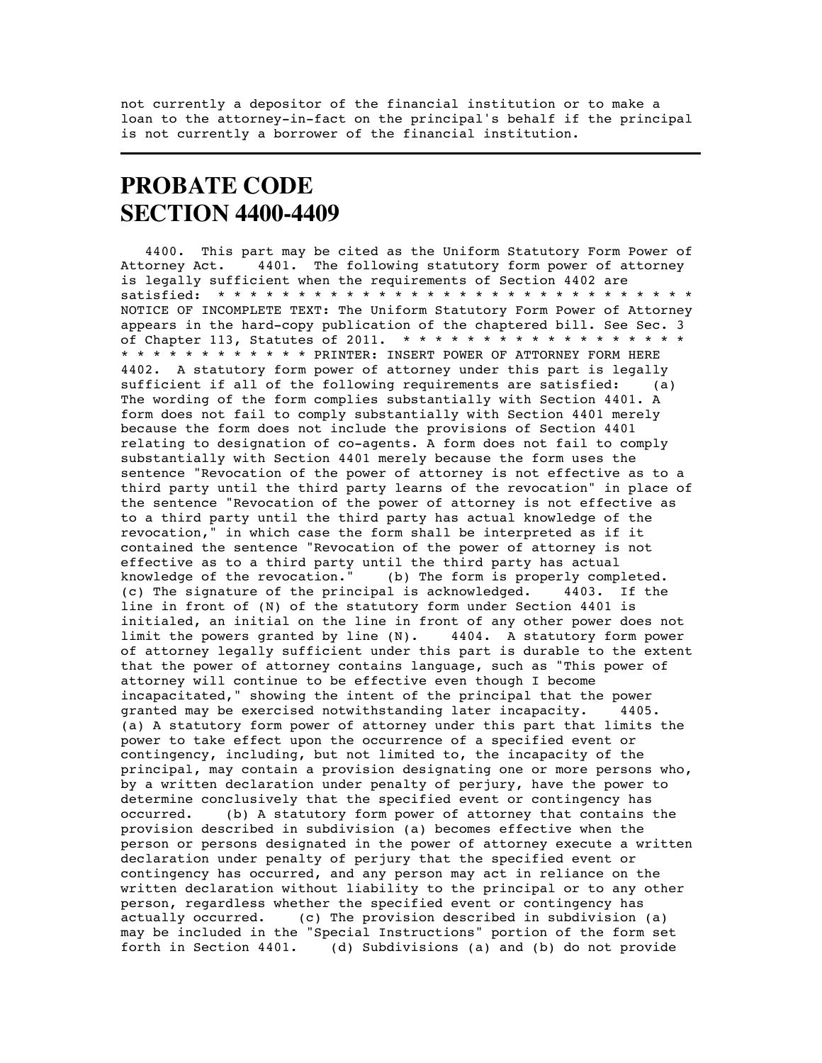not currently a depositor of the financial institution or to make a loan to the attorney-in-fact on the principal's behalf if the principal is not currently a borrower of the financial institution.

---

# PROBATE CODE
# SECTION 4400-4409

4400. This part may be cited as the Uniform Statutory Form Power of Attorney Act. 4401. The following statutory form power of attorney is legally sufficient when the requirements of Section 4402 are satisfied: * * * * * * * * * * * * * * * * * * * * * * * * * * * * * * * * NOTICE OF INCOMPLETE TEXT: The Uniform Statutory Form Power of Attorney appears in the hard-copy publication of the chaptered bill. See Sec. 3 of Chapter 113, Statutes of 2011. * * * * * * * * * * * * * * * * * * * * * * * * * * * * * * PRINTER: INSERT POWER OF ATTORNEY FORM HERE 4402. A statutory form power of attorney under this part is legally sufficient if all of the following requirements are satisfied: (a) The wording of the form complies substantially with Section 4401. A form does not fail to comply substantially with Section 4401 merely because the form does not include the provisions of Section 4401 relating to designation of co-agents. A form does not fail to comply substantially with Section 4401 merely because the form uses the sentence "Revocation of the power of attorney is not effective as to a third party until the third party learns of the revocation" in place of the sentence "Revocation of the power of attorney is not effective as to a third party until the third party has actual knowledge of the revocation," in which case the form shall be interpreted as if it contained the sentence "Revocation of the power of attorney is not effective as to a third party until the third party has actual knowledge of the revocation." (b) The form is properly completed. (c) The signature of the principal is acknowledged. 4403. If the line in front of (N) of the statutory form under Section 4401 is initialed, an initial on the line in front of any other power does not limit the powers granted by line (N). 4404. A statutory form power of attorney legally sufficient under this part is durable to the extent that the power of attorney contains language, such as "This power of attorney will continue to be effective even though I become incapacitated," showing the intent of the principal that the power granted may be exercised notwithstanding later incapacity. 4405. (a) A statutory form power of attorney under this part that limits the power to take effect upon the occurrence of a specified event or contingency, including, but not limited to, the incapacity of the principal, may contain a provision designating one or more persons who, by a written declaration under penalty of perjury, have the power to determine conclusively that the specified event or contingency has occurred. (b) A statutory form power of attorney that contains the provision described in subdivision (a) becomes effective when the person or persons designated in the power of attorney execute a written declaration under penalty of perjury that the specified event or contingency has occurred, and any person may act in reliance on the written declaration without liability to the principal or to any other person, regardless whether the specified event or contingency has actually occurred. (c) The provision described in subdivision (a) may be included in the "Special Instructions" portion of the form set forth in Section 4401. (d) Subdivisions (a) and (b) do not provide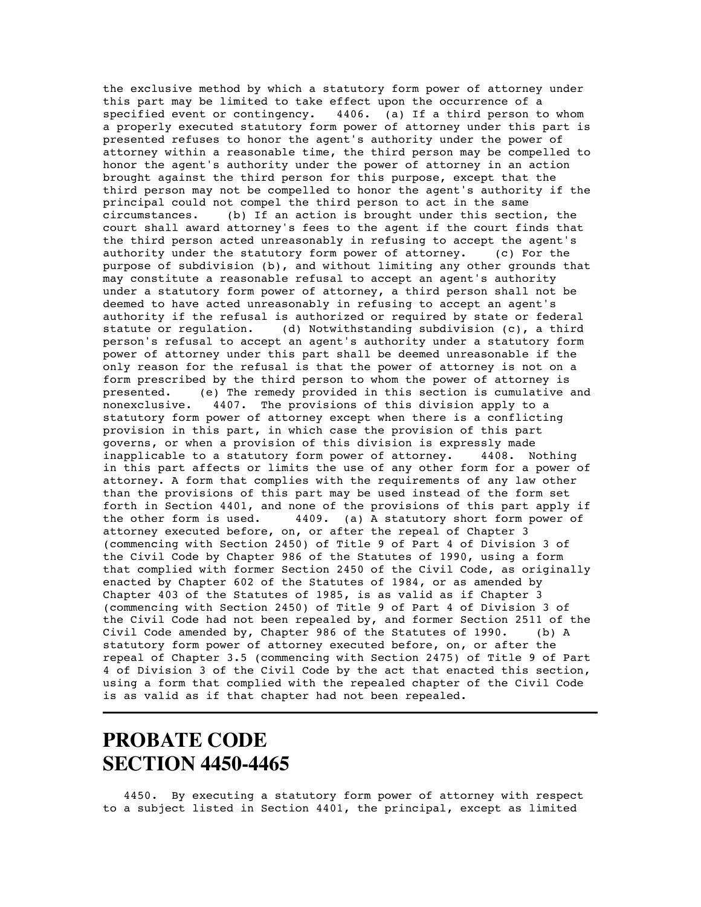the exclusive method by which a statutory form power of attorney under this part may be limited to take effect upon the occurrence of a specified event or contingency. 4406. (a) If a third person to whom a properly executed statutory form power of attorney under this part is presented refuses to honor the agent's authority under the power of attorney within a reasonable time, the third person may be compelled to honor the agent's authority under the power of attorney in an action brought against the third person for this purpose, except that the third person may not be compelled to honor the agent's authority if the principal could not compel the third person to act in the same circumstances. (b) If an action is brought under this section, the court shall award attorney's fees to the agent if the court finds that the third person acted unreasonably in refusing to accept the agent's authority under the statutory form power of attorney. (c) For the purpose of subdivision (b), and without limiting any other grounds that may constitute a reasonable refusal to accept an agent's authority under a statutory form power of attorney, a third person shall not be deemed to have acted unreasonably in refusing to accept an agent's authority if the refusal is authorized or required by state or federal statute or regulation. (d) Notwithstanding subdivision (c), a third person's refusal to accept an agent's authority under a statutory form power of attorney under this part shall be deemed unreasonable if the only reason for the refusal is that the power of attorney is not on a form prescribed by the third person to whom the power of attorney is presented. (e) The remedy provided in this section is cumulative and nonexclusive. 4407. The provisions of this division apply to a statutory form power of attorney except when there is a conflicting provision in this part, in which case the provision of this part governs, or when a provision of this division is expressly made inapplicable to a statutory form power of attorney. 4408. Nothing in this part affects or limits the use of any other form for a power of attorney. A form that complies with the requirements of any law other than the provisions of this part may be used instead of the form set forth in Section 4401, and none of the provisions of this part apply if the other form is used. 4409. (a) A statutory short form power of attorney executed before, on, or after the repeal of Chapter 3 (commencing with Section 2450) of Title 9 of Part 4 of Division 3 of the Civil Code by Chapter 986 of the Statutes of 1990, using a form that complied with former Section 2450 of the Civil Code, as originally enacted by Chapter 602 of the Statutes of 1984, or as amended by Chapter 403 of the Statutes of 1985, is as valid as if Chapter 3 (commencing with Section 2450) of Title 9 of Part 4 of Division 3 of the Civil Code had not been repealed by, and former Section 2511 of the Civil Code amended by, Chapter 986 of the Statutes of 1990. (b) A statutory form power of attorney executed before, on, or after the repeal of Chapter 3.5 (commencing with Section 2475) of Title 9 of Part 4 of Division 3 of the Civil Code by the act that enacted this section, using a form that complied with the repealed chapter of the Civil Code is as valid as if that chapter had not been repealed.

---

# PROBATE CODE
# SECTION 4450-4465

4450. By executing a statutory form power of attorney with respect to a subject listed in Section 4401, the principal, except as limited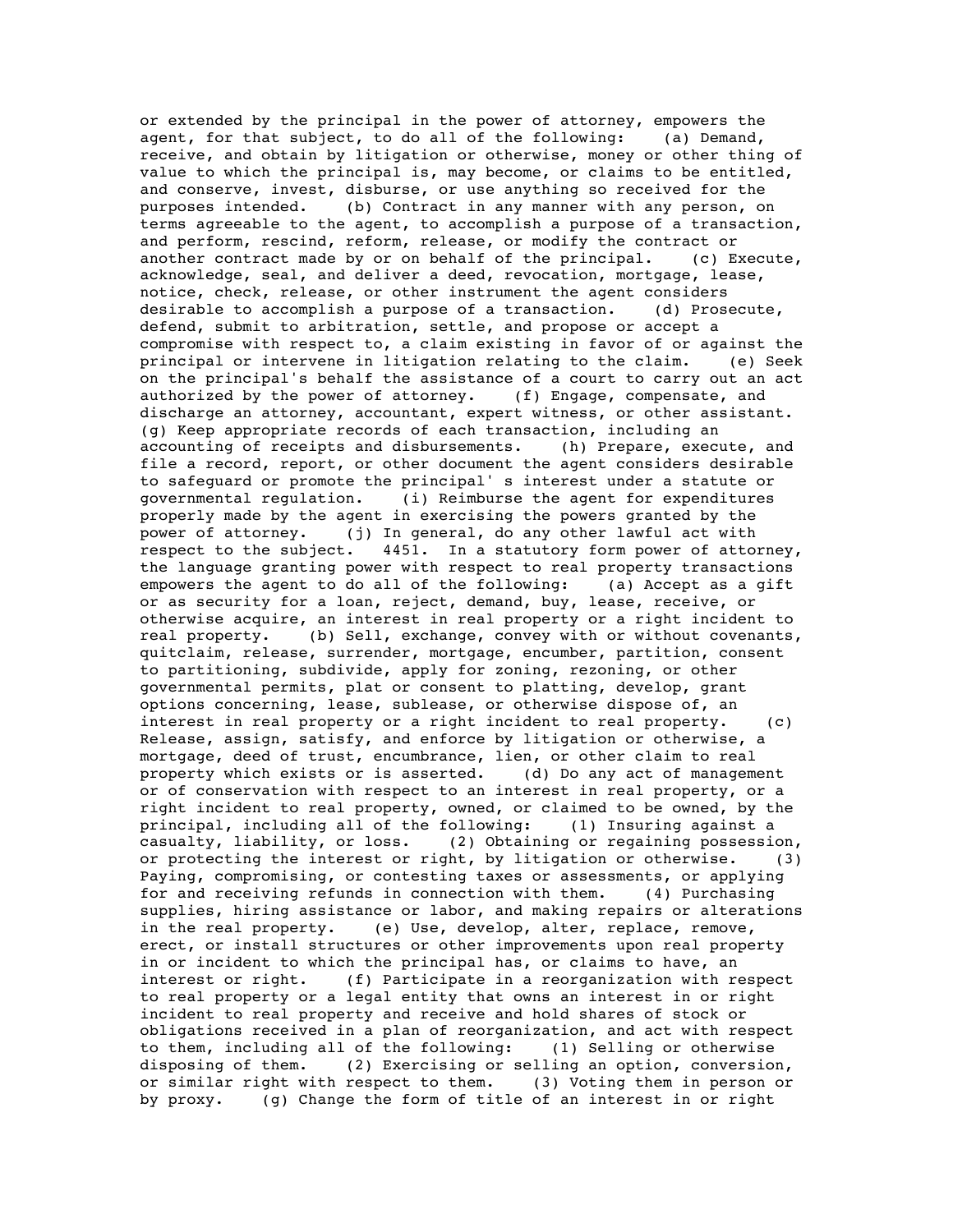or extended by the principal in the power of attorney, empowers the agent, for that subject, to do all of the following: (a) Demand, receive, and obtain by litigation or otherwise, money or other thing of value to which the principal is, may become, or claims to be entitled, and conserve, invest, disburse, or use anything so received for the purposes intended. (b) Contract in any manner with any person, on terms agreeable to the agent, to accomplish a purpose of a transaction, and perform, rescind, reform, release, or modify the contract or another contract made by or on behalf of the principal. (c) Execute, acknowledge, seal, and deliver a deed, revocation, mortgage, lease, notice, check, release, or other instrument the agent considers desirable to accomplish a purpose of a transaction. (d) Prosecute, defend, submit to arbitration, settle, and propose or accept a compromise with respect to, a claim existing in favor of or against the principal or intervene in litigation relating to the claim. (e) Seek on the principal's behalf the assistance of a court to carry out an act authorized by the power of attorney. (f) Engage, compensate, and discharge an attorney, accountant, expert witness, or other assistant. (g) Keep appropriate records of each transaction, including an accounting of receipts and disbursements. (h) Prepare, execute, and file a record, report, or other document the agent considers desirable to safeguard or promote the principal' s interest under a statute or governmental regulation. (i) Reimburse the agent for expenditures properly made by the agent in exercising the powers granted by the power of attorney. (j) In general, do any other lawful act with respect to the subject. 4451. In a statutory form power of attorney, the language granting power with respect to real property transactions empowers the agent to do all of the following: (a) Accept as a gift or as security for a loan, reject, demand, buy, lease, receive, or otherwise acquire, an interest in real property or a right incident to real property. (b) Sell, exchange, convey with or without covenants, quitclaim, release, surrender, mortgage, encumber, partition, consent to partitioning, subdivide, apply for zoning, rezoning, or other governmental permits, plat or consent to platting, develop, grant options concerning, lease, sublease, or otherwise dispose of, an interest in real property or a right incident to real property. (c) Release, assign, satisfy, and enforce by litigation or otherwise, a mortgage, deed of trust, encumbrance, lien, or other claim to real property which exists or is asserted. (d) Do any act of management or of conservation with respect to an interest in real property, or a right incident to real property, owned, or claimed to be owned, by the principal, including all of the following: (1) Insuring against a casualty, liability, or loss. (2) Obtaining or regaining possession, or protecting the interest or right, by litigation or otherwise. (3) Paying, compromising, or contesting taxes or assessments, or applying for and receiving refunds in connection with them. (4) Purchasing supplies, hiring assistance or labor, and making repairs or alterations in the real property. (e) Use, develop, alter, replace, remove, erect, or install structures or other improvements upon real property in or incident to which the principal has, or claims to have, an interest or right. (f) Participate in a reorganization with respect to real property or a legal entity that owns an interest in or right incident to real property and receive and hold shares of stock or obligations received in a plan of reorganization, and act with respect to them, including all of the following: (1) Selling or otherwise disposing of them. (2) Exercising or selling an option, conversion, or similar right with respect to them. (3) Voting them in person or by proxy. (g) Change the form of title of an interest in or right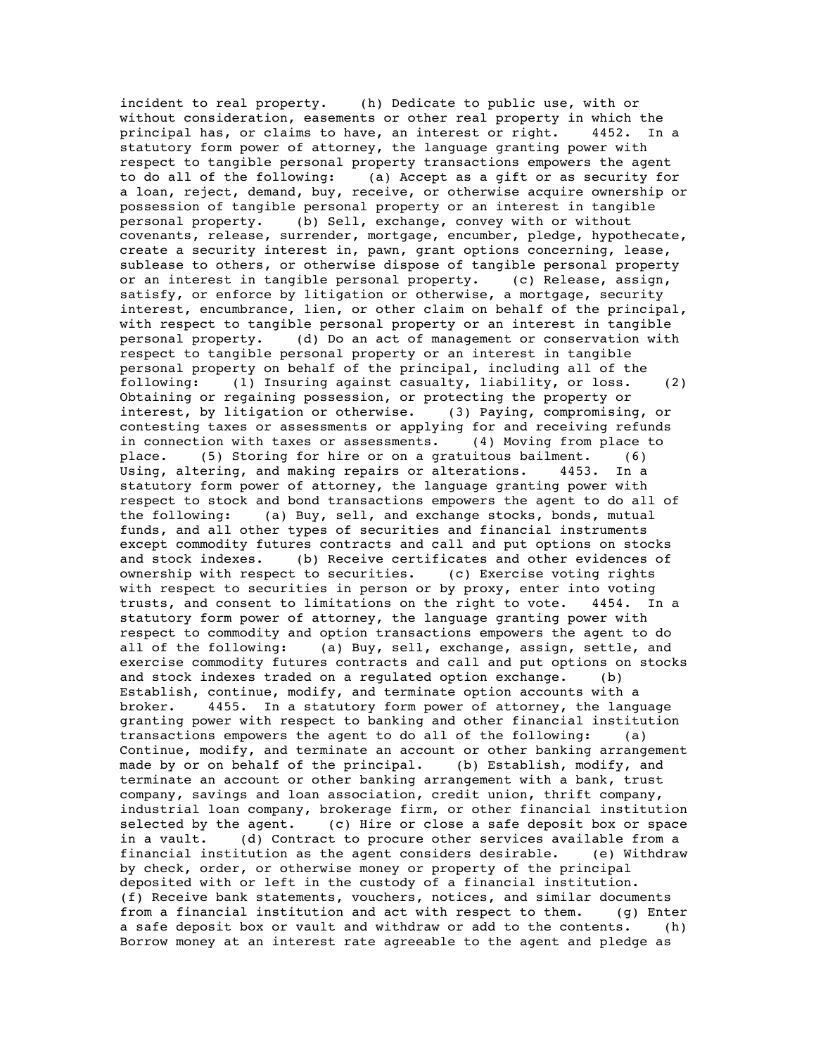incident to real property. (h) Dedicate to public use, with or without consideration, easements or other real property in which the principal has, or claims to have, an interest or right. 4452. In a statutory form power of attorney, the language granting power with respect to tangible personal property transactions empowers the agent to do all of the following: (a) Accept as a gift or as security for a loan, reject, demand, buy, receive, or otherwise acquire ownership or possession of tangible personal property or an interest in tangible personal property. (b) Sell, exchange, convey with or without covenants, release, surrender, mortgage, encumber, pledge, hypothecate, create a security interest in, pawn, grant options concerning, lease, sublease to others, or otherwise dispose of tangible personal property or an interest in tangible personal property. (c) Release, assign, satisfy, or enforce by litigation or otherwise, a mortgage, security interest, encumbrance, lien, or other claim on behalf of the principal, with respect to tangible personal property or an interest in tangible personal property. (d) Do an act of management or conservation with respect to tangible personal property or an interest in tangible personal property on behalf of the principal, including all of the following: (1) Insuring against casualty, liability, or loss. (2) Obtaining or regaining possession, or protecting the property or interest, by litigation or otherwise. (3) Paying, compromising, or contesting taxes or assessments or applying for and receiving refunds in connection with taxes or assessments. (4) Moving from place to place. (5) Storing for hire or on a gratuitous bailment. (6) Using, altering, and making repairs or alterations. 4453. In a statutory form power of attorney, the language granting power with respect to stock and bond transactions empowers the agent to do all of the following: (a) Buy, sell, and exchange stocks, bonds, mutual funds, and all other types of securities and financial instruments except commodity futures contracts and call and put options on stocks and stock indexes. (b) Receive certificates and other evidences of ownership with respect to securities. (c) Exercise voting rights with respect to securities in person or by proxy, enter into voting trusts, and consent to limitations on the right to vote. 4454. In a statutory form power of attorney, the language granting power with respect to commodity and option transactions empowers the agent to do all of the following: (a) Buy, sell, exchange, assign, settle, and exercise commodity futures contracts and call and put options on stocks and stock indexes traded on a regulated option exchange. (b) Establish, continue, modify, and terminate option accounts with a broker. 4455. In a statutory form power of attorney, the language granting power with respect to banking and other financial institution transactions empowers the agent to do all of the following: (a) Continue, modify, and terminate an account or other banking arrangement made by or on behalf of the principal. (b) Establish, modify, and terminate an account or other banking arrangement with a bank, trust company, savings and loan association, credit union, thrift company, industrial loan company, brokerage firm, or other financial institution selected by the agent. (c) Hire or close a safe deposit box or space in a vault. (d) Contract to procure other services available from a financial institution as the agent considers desirable. (e) Withdraw by check, order, or otherwise money or property of the principal deposited with or left in the custody of a financial institution. (f) Receive bank statements, vouchers, notices, and similar documents from a financial institution and act with respect to them. (g) Enter a safe deposit box or vault and withdraw or add to the contents. (h) Borrow money at an interest rate agreeable to the agent and pledge as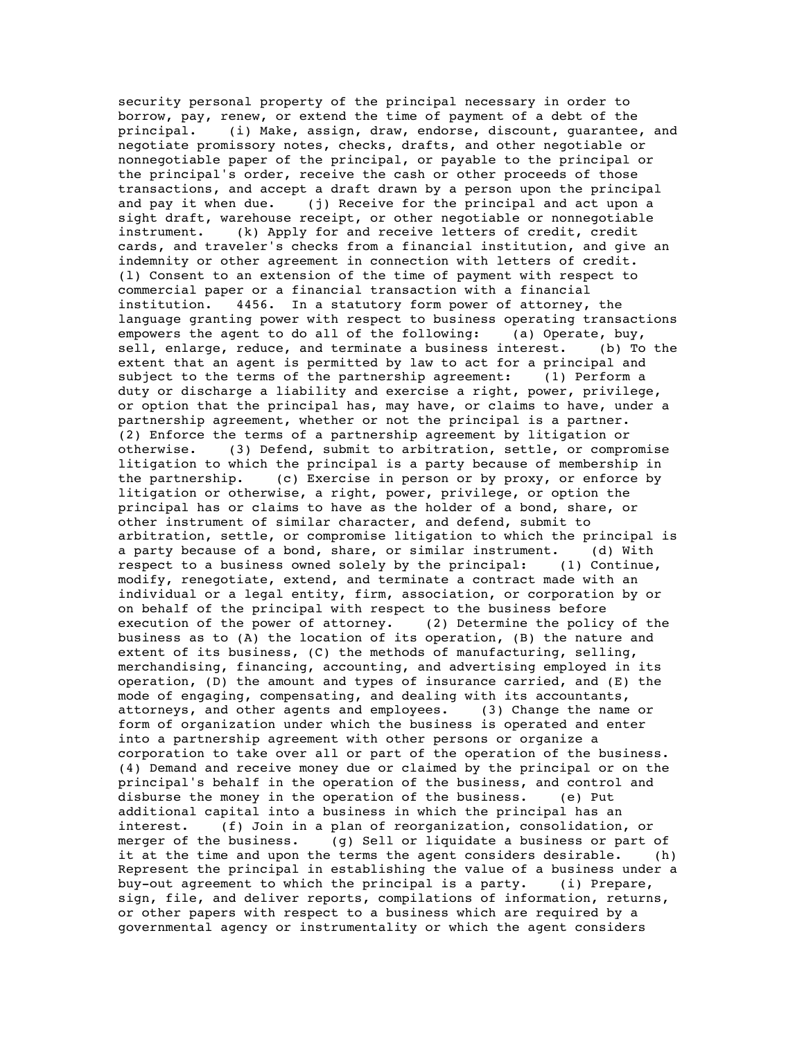security personal property of the principal necessary in order to borrow, pay, renew, or extend the time of payment of a debt of the principal.    (i) Make, assign, draw, endorse, discount, guarantee, and negotiate promissory notes, checks, drafts, and other negotiable or nonnegotiable paper of the principal, or payable to the principal or the principal's order, receive the cash or other proceeds of those transactions, and accept a draft drawn by a person upon the principal and pay it when due.    (j) Receive for the principal and act upon a sight draft, warehouse receipt, or other negotiable or nonnegotiable instrument.    (k) Apply for and receive letters of credit, credit cards, and traveler's checks from a financial institution, and give an indemnity or other agreement in connection with letters of credit.    (l) Consent to an extension of the time of payment with respect to commercial paper or a financial transaction with a financial institution.    4456. In a statutory form power of attorney, the language granting power with respect to business operating transactions empowers the agent to do all of the following:    (a) Operate, buy, sell, enlarge, reduce, and terminate a business interest.    (b) To the extent that an agent is permitted by law to act for a principal and subject to the terms of the partnership agreement:    (1) Perform a duty or discharge a liability and exercise a right, power, privilege, or option that the principal has, may have, or claims to have, under a partnership agreement, whether or not the principal is a partner.    (2) Enforce the terms of a partnership agreement by litigation or otherwise.    (3) Defend, submit to arbitration, settle, or compromise litigation to which the principal is a party because of membership in the partnership.    (c) Exercise in person or by proxy, or enforce by litigation or otherwise, a right, power, privilege, or option the principal has or claims to have as the holder of a bond, share, or other instrument of similar character, and defend, submit to arbitration, settle, or compromise litigation to which the principal is a party because of a bond, share, or similar instrument.    (d) With respect to a business owned solely by the principal:    (1) Continue, modify, renegotiate, extend, and terminate a contract made with an individual or a legal entity, firm, association, or corporation by or on behalf of the principal with respect to the business before execution of the power of attorney.    (2) Determine the policy of the business as to (A) the location of its operation, (B) the nature and extent of its business, (C) the methods of manufacturing, selling, merchandising, financing, accounting, and advertising employed in its operation, (D) the amount and types of insurance carried, and (E) the mode of engaging, compensating, and dealing with its accountants, attorneys, and other agents and employees.    (3) Change the name or form of organization under which the business is operated and enter into a partnership agreement with other persons or organize a corporation to take over all or part of the operation of the business.    (4) Demand and receive money due or claimed by the principal or on the principal's behalf in the operation of the business, and control and disburse the money in the operation of the business.    (e) Put additional capital into a business in which the principal has an interest.    (f) Join in a plan of reorganization, consolidation, or merger of the business.    (g) Sell or liquidate a business or part of it at the time and upon the terms the agent considers desirable.    (h) Represent the principal in establishing the value of a business under a buy-out agreement to which the principal is a party.    (i) Prepare, sign, file, and deliver reports, compilations of information, returns, or other papers with respect to a business which are required by a governmental agency or instrumentality or which the agent considers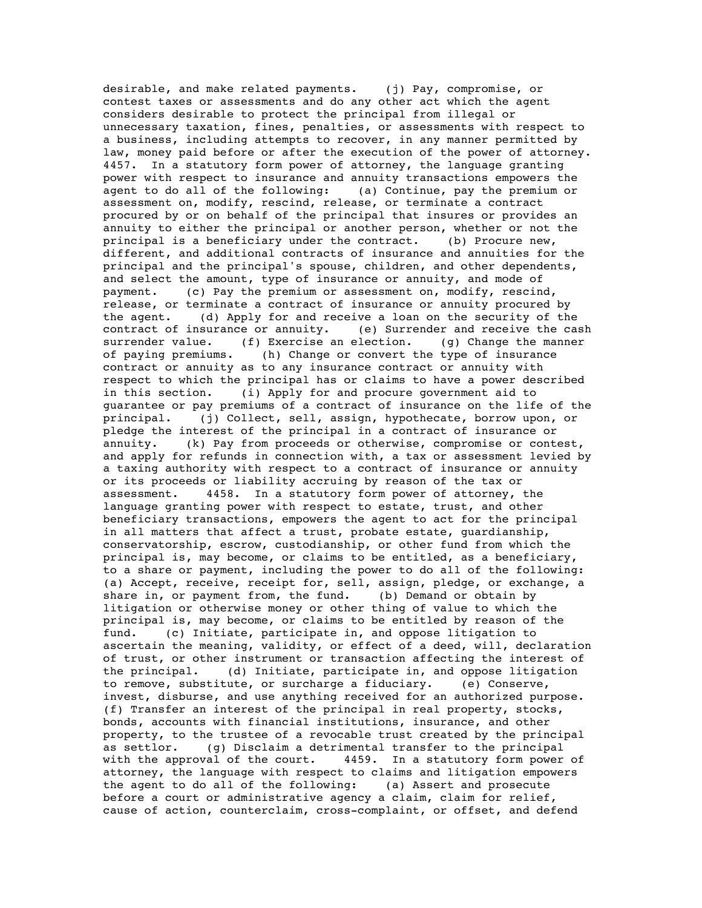desirable, and make related payments. (j) Pay, compromise, or contest taxes or assessments and do any other act which the agent considers desirable to protect the principal from illegal or unnecessary taxation, fines, penalties, or assessments with respect to a business, including attempts to recover, in any manner permitted by law, money paid before or after the execution of the power of attorney.

4457. In a statutory form power of attorney, the language granting power with respect to insurance and annuity transactions empowers the agent to do all of the following: (a) Continue, pay the premium or assessment on, modify, rescind, release, or terminate a contract procured by or on behalf of the principal that insures or provides an annuity to either the principal or another person, whether or not the principal is a beneficiary under the contract. (b) Procure new, different, and additional contracts of insurance and annuities for the principal and the principal's spouse, children, and other dependents, and select the amount, type of insurance or annuity, and mode of payment. (c) Pay the premium or assessment on, modify, rescind, release, or terminate a contract of insurance or annuity procured by the agent. (d) Apply for and receive a loan on the security of the contract of insurance or annuity. (e) Surrender and receive the cash surrender value. (f) Exercise an election. (g) Change the manner of paying premiums. (h) Change or convert the type of insurance contract or annuity as to any insurance contract or annuity with respect to which the principal has or claims to have a power described in this section. (i) Apply for and procure government aid to guarantee or pay premiums of a contract of insurance on the life of the principal. (j) Collect, sell, assign, hypothecate, borrow upon, or pledge the interest of the principal in a contract of insurance or annuity. (k) Pay from proceeds or otherwise, compromise or contest, and apply for refunds in connection with, a tax or assessment levied by a taxing authority with respect to a contract of insurance or annuity or its proceeds or liability accruing by reason of the tax or assessment.

4458. In a statutory form power of attorney, the language granting power with respect to estate, trust, and other beneficiary transactions, empowers the agent to act for the principal in all matters that affect a trust, probate estate, guardianship, conservatorship, escrow, custodianship, or other fund from which the principal is, may become, or claims to be entitled, as a beneficiary, to a share or payment, including the power to do all of the following: (a) Accept, receive, receipt for, sell, assign, pledge, or exchange, a share in, or payment from, the fund. (b) Demand or obtain by litigation or otherwise money or other thing of value to which the principal is, may become, or claims to be entitled by reason of the fund. (c) Initiate, participate in, and oppose litigation to ascertain the meaning, validity, or effect of a deed, will, declaration of trust, or other instrument or transaction affecting the interest of the principal. (d) Initiate, participate in, and oppose litigation to remove, substitute, or surcharge a fiduciary. (e) Conserve, invest, disburse, and use anything received for an authorized purpose. (f) Transfer an interest of the principal in real property, stocks, bonds, accounts with financial institutions, insurance, and other property, to the trustee of a revocable trust created by the principal as settlor. (g) Disclaim a detrimental transfer to the principal with the approval of the court.

4459. In a statutory form power of attorney, the language with respect to claims and litigation empowers the agent to do all of the following: (a) Assert and prosecute before a court or administrative agency a claim, claim for relief, cause of action, counterclaim, cross-complaint, or offset, and defend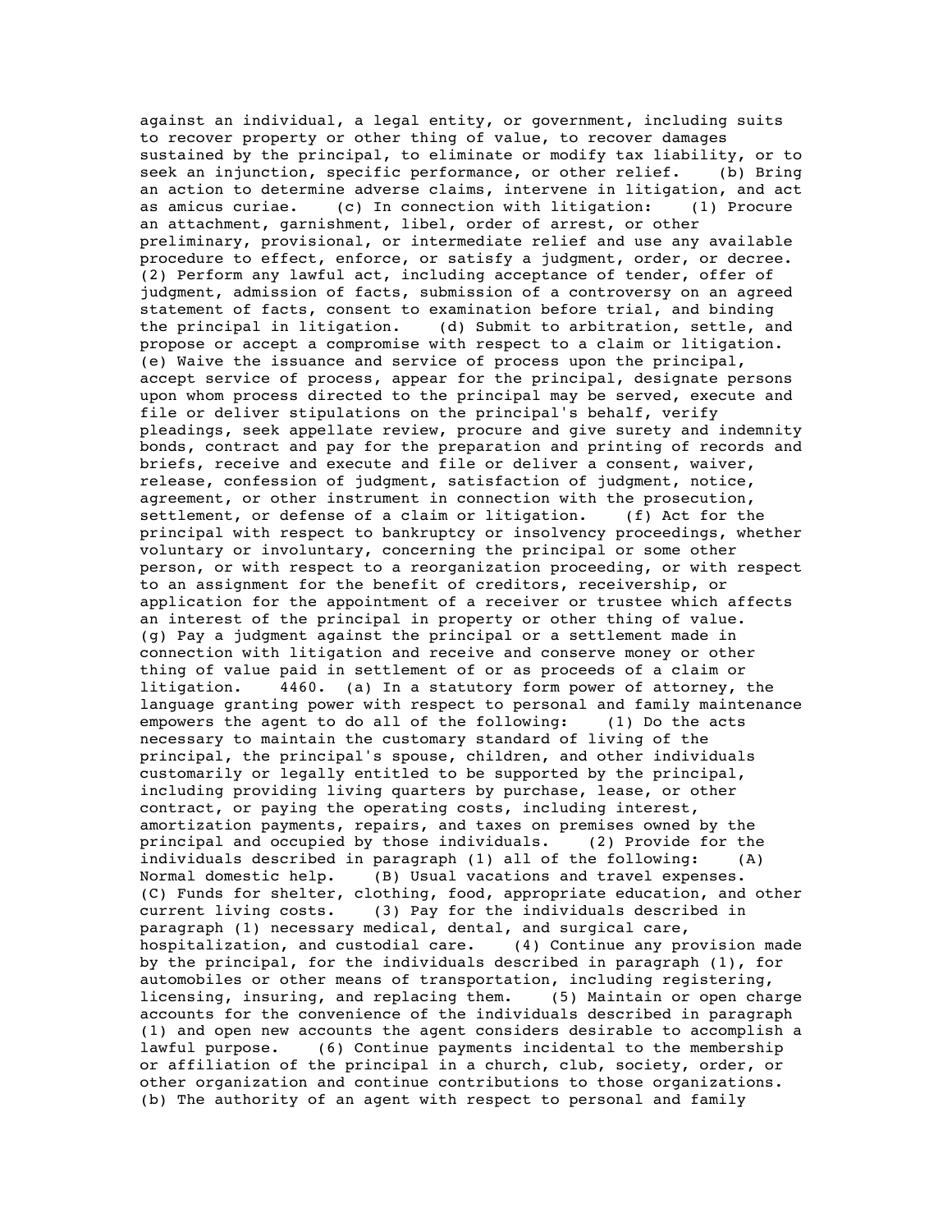against an individual, a legal entity, or government, including suits to recover property or other thing of value, to recover damages sustained by the principal, to eliminate or modify tax liability, or to seek an injunction, specific performance, or other relief. (b) Bring an action to determine adverse claims, intervene in litigation, and act as amicus curiae. (c) In connection with litigation: (1) Procure an attachment, garnishment, libel, order of arrest, or other preliminary, provisional, or intermediate relief and use any available procedure to effect, enforce, or satisfy a judgment, order, or decree. (2) Perform any lawful act, including acceptance of tender, offer of judgment, admission of facts, submission of a controversy on an agreed statement of facts, consent to examination before trial, and binding the principal in litigation. (d) Submit to arbitration, settle, and propose or accept a compromise with respect to a claim or litigation. (e) Waive the issuance and service of process upon the principal, accept service of process, appear for the principal, designate persons upon whom process directed to the principal may be served, execute and file or deliver stipulations on the principal's behalf, verify pleadings, seek appellate review, procure and give surety and indemnity bonds, contract and pay for the preparation and printing of records and briefs, receive and execute and file or deliver a consent, waiver, release, confession of judgment, satisfaction of judgment, notice, agreement, or other instrument in connection with the prosecution, settlement, or defense of a claim or litigation. (f) Act for the principal with respect to bankruptcy or insolvency proceedings, whether voluntary or involuntary, concerning the principal or some other person, or with respect to a reorganization proceeding, or with respect to an assignment for the benefit of creditors, receivership, or application for the appointment of a receiver or trustee which affects an interest of the principal in property or other thing of value. (g) Pay a judgment against the principal or a settlement made in connection with litigation and receive and conserve money or other thing of value paid in settlement of or as proceeds of a claim or litigation. 4460. (a) In a statutory form power of attorney, the language granting power with respect to personal and family maintenance empowers the agent to do all of the following: (1) Do the acts necessary to maintain the customary standard of living of the principal, the principal's spouse, children, and other individuals customarily or legally entitled to be supported by the principal, including providing living quarters by purchase, lease, or other contract, or paying the operating costs, including interest, amortization payments, repairs, and taxes on premises owned by the principal and occupied by those individuals. (2) Provide for the individuals described in paragraph (1) all of the following: (A) Normal domestic help. (B) Usual vacations and travel expenses. (C) Funds for shelter, clothing, food, appropriate education, and other current living costs. (3) Pay for the individuals described in paragraph (1) necessary medical, dental, and surgical care, hospitalization, and custodial care. (4) Continue any provision made by the principal, for the individuals described in paragraph (1), for automobiles or other means of transportation, including registering, licensing, insuring, and replacing them. (5) Maintain or open charge accounts for the convenience of the individuals described in paragraph (1) and open new accounts the agent considers desirable to accomplish a lawful purpose. (6) Continue payments incidental to the membership or affiliation of the principal in a church, club, society, order, or other organization and continue contributions to those organizations. (b) The authority of an agent with respect to personal and family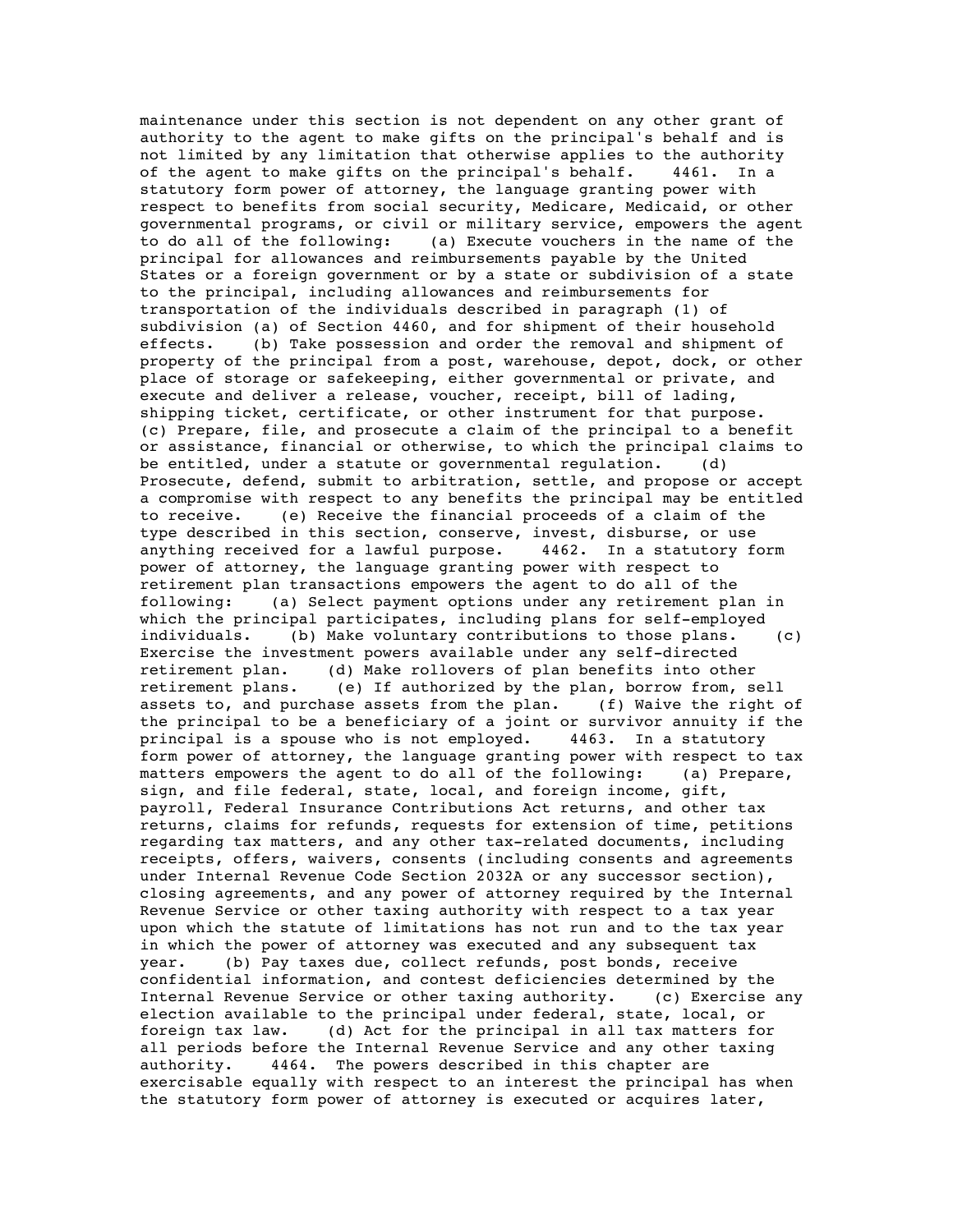maintenance under this section is not dependent on any other grant of authority to the agent to make gifts on the principal's behalf and is not limited by any limitation that otherwise applies to the authority of the agent to make gifts on the principal's behalf.

4461. In a statutory form power of attorney, the language granting power with respect to benefits from social security, Medicare, Medicaid, or other governmental programs, or civil or military service, empowers the agent to do all of the following:

(a) Execute vouchers in the name of the principal for allowances and reimbursements payable by the United States or a foreign government or by a state or subdivision of a state to the principal, including allowances and reimbursements for transportation of the individuals described in paragraph (1) of subdivision (a) of Section 4460, and for shipment of their household effects.

(b) Take possession and order the removal and shipment of property of the principal from a post, warehouse, depot, dock, or other place of storage or safekeeping, either governmental or private, and execute and deliver a release, voucher, receipt, bill of lading, shipping ticket, certificate, or other instrument for that purpose.

(c) Prepare, file, and prosecute a claim of the principal to a benefit or assistance, financial or otherwise, to which the principal claims to be entitled, under a statute or governmental regulation.

(d) Prosecute, defend, submit to arbitration, settle, and propose or accept a compromise with respect to any benefits the principal may be entitled to receive.

(e) Receive the financial proceeds of a claim of the type described in this section, conserve, invest, disburse, or use anything received for a lawful purpose.

4462. In a statutory form power of attorney, the language granting power with respect to retirement plan transactions empowers the agent to do all of the following:

(a) Select payment options under any retirement plan in which the principal participates, including plans for self-employed individuals.

(b) Make voluntary contributions to those plans.

(c) Exercise the investment powers available under any self-directed retirement plan.

(d) Make rollovers of plan benefits into other retirement plans.

(e) If authorized by the plan, borrow from, sell assets to, and purchase assets from the plan.

(f) Waive the right of the principal to be a beneficiary of a joint or survivor annuity if the principal is a spouse who is not employed.

4463. In a statutory form power of attorney, the language granting power with respect to tax matters empowers the agent to do all of the following:

(a) Prepare, sign, and file federal, state, local, and foreign income, gift, payroll, Federal Insurance Contributions Act returns, and other tax returns, claims for refunds, requests for extension of time, petitions regarding tax matters, and any other tax-related documents, including receipts, offers, waivers, consents (including consents and agreements under Internal Revenue Code Section 2032A or any successor section), closing agreements, and any power of attorney required by the Internal Revenue Service or other taxing authority with respect to a tax year upon which the statute of limitations has not run and to the tax year in which the power of attorney was executed and any subsequent tax year.

(b) Pay taxes due, collect refunds, post bonds, receive confidential information, and contest deficiencies determined by the Internal Revenue Service or other taxing authority.

(c) Exercise any election available to the principal under federal, state, local, or foreign tax law.

(d) Act for the principal in all tax matters for all periods before the Internal Revenue Service and any other taxing authority.

4464. The powers described in this chapter are exercisable equally with respect to an interest the principal has when the statutory form power of attorney is executed or acquires later,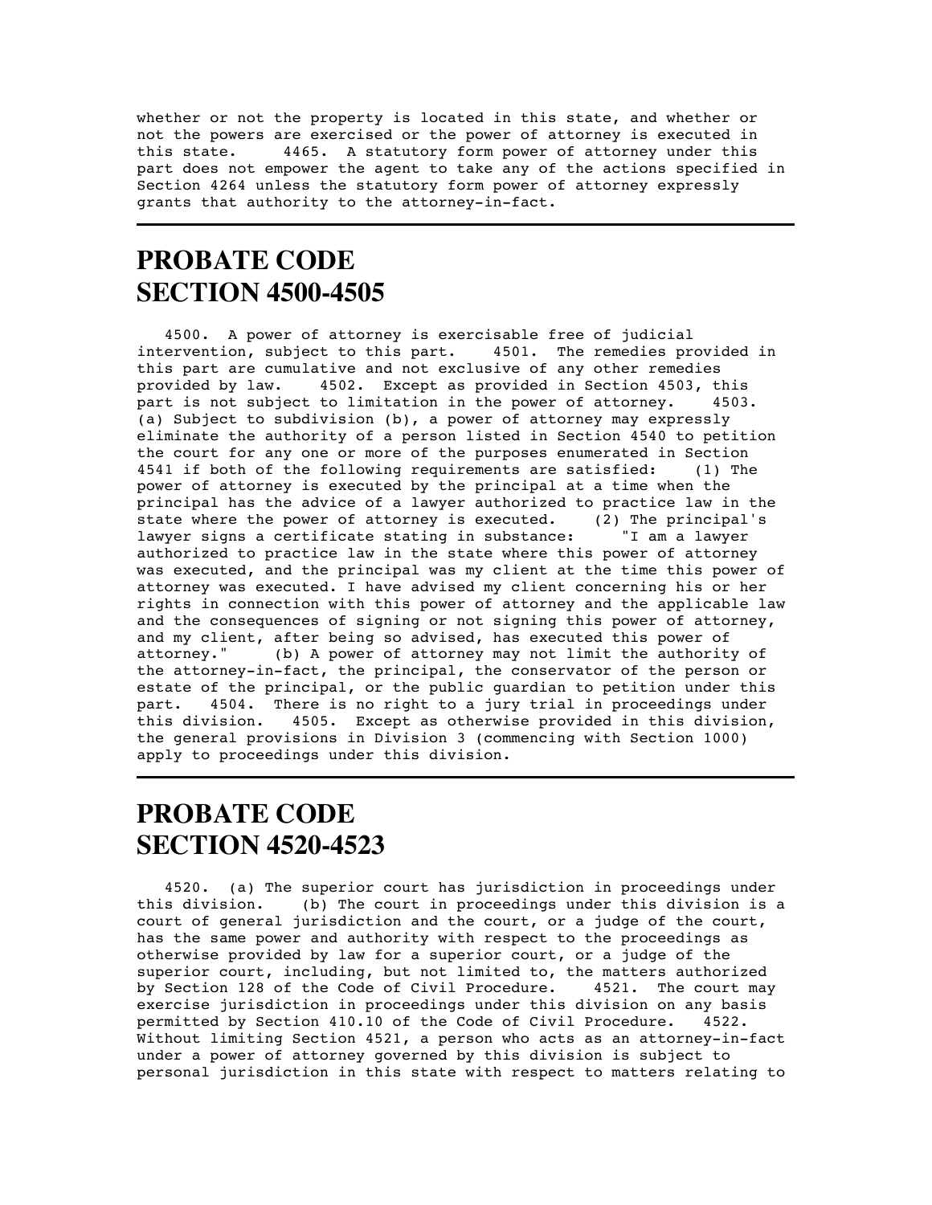whether or not the property is located in this state, and whether or not the powers are exercised or the power of attorney is executed in this state. 4465. A statutory form power of attorney under this part does not empower the agent to take any of the actions specified in Section 4264 unless the statutory form power of attorney expressly grants that authority to the attorney-in-fact.

---

# PROBATE CODE SECTION 4500-4505

4500. A power of attorney is exercisable free of judicial intervention, subject to this part. 4501. The remedies provided in this part are cumulative and not exclusive of any other remedies provided by law. 4502. Except as provided in Section 4503, this part is not subject to limitation in the power of attorney. 4503. (a) Subject to subdivision (b), a power of attorney may expressly eliminate the authority of a person listed in Section 4540 to petition the court for any one or more of the purposes enumerated in Section 4541 if both of the following requirements are satisfied: (1) The power of attorney is executed by the principal at a time when the principal has the advice of a lawyer authorized to practice law in the state where the power of attorney is executed. (2) The principal's lawyer signs a certificate stating in substance: "I am a lawyer authorized to practice law in the state where this power of attorney was executed, and the principal was my client at the time this power of attorney was executed. I have advised my client concerning his or her rights in connection with this power of attorney and the applicable law and the consequences of signing or not signing this power of attorney, and my client, after being so advised, has executed this power of attorney." (b) A power of attorney may not limit the authority of the attorney-in-fact, the principal, the conservator of the person or estate of the principal, or the public guardian to petition under this part. 4504. There is no right to a jury trial in proceedings under this division. 4505. Except as otherwise provided in this division, the general provisions in Division 3 (commencing with Section 1000) apply to proceedings under this division.

---

# PROBATE CODE SECTION 4520-4523

4520. (a) The superior court has jurisdiction in proceedings under this division. (b) The court in proceedings under this division is a court of general jurisdiction and the court, or a judge of the court, has the same power and authority with respect to the proceedings as otherwise provided by law for a superior court, or a judge of the superior court, including, but not limited to, the matters authorized by Section 128 of the Code of Civil Procedure. 4521. The court may exercise jurisdiction in proceedings under this division on any basis permitted by Section 410.10 of the Code of Civil Procedure. 4522. Without limiting Section 4521, a person who acts as an attorney-in-fact under a power of attorney governed by this division is subject to personal jurisdiction in this state with respect to matters relating to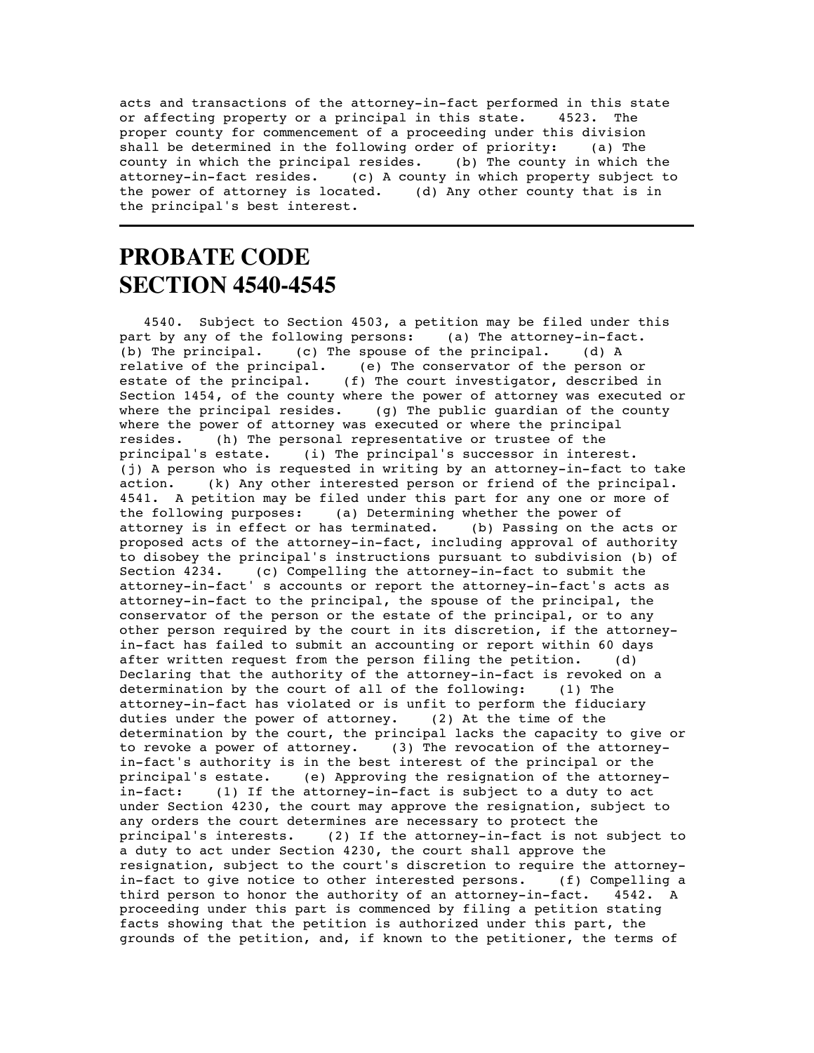acts and transactions of the attorney-in-fact performed in this state or affecting property or a principal in this state. 4523. The proper county for commencement of a proceeding under this division shall be determined in the following order of priority: (a) The county in which the principal resides. (b) The county in which the attorney-in-fact resides. (c) A county in which property subject to the power of attorney is located. (d) Any other county that is in the principal's best interest.

---

# PROBATE CODE SECTION 4540-4545

4540. Subject to Section 4503, a petition may be filed under this part by any of the following persons: (a) The attorney-in-fact. (b) The principal. (c) The spouse of the principal. (d) A relative of the principal. (e) The conservator of the person or estate of the principal. (f) The court investigator, described in Section 1454, of the county where the power of attorney was executed or where the principal resides. (g) The public guardian of the county where the power of attorney was executed or where the principal resides. (h) The personal representative or trustee of the principal's estate. (i) The principal's successor in interest. (j) A person who is requested in writing by an attorney-in-fact to take action. (k) Any other interested person or friend of the principal. 4541. A petition may be filed under this part for any one or more of the following purposes: (a) Determining whether the power of attorney is in effect or has terminated. (b) Passing on the acts or proposed acts of the attorney-in-fact, including approval of authority to disobey the principal's instructions pursuant to subdivision (b) of Section 4234. (c) Compelling the attorney-in-fact to submit the attorney-in-fact' s accounts or report the attorney-in-fact's acts as attorney-in-fact to the principal, the spouse of the principal, the conservator of the person or the estate of the principal, or to any other person required by the court in its discretion, if the attorney-in-fact has failed to submit an accounting or report within 60 days after written request from the person filing the petition. (d) Declaring that the authority of the attorney-in-fact is revoked on a determination by the court of all of the following: (1) The attorney-in-fact has violated or is unfit to perform the fiduciary duties under the power of attorney. (2) At the time of the determination by the court, the principal lacks the capacity to give or to revoke a power of attorney. (3) The revocation of the attorney-in-fact's authority is in the best interest of the principal or the principal's estate. (e) Approving the resignation of the attorney-in-fact: (1) If the attorney-in-fact is subject to a duty to act under Section 4230, the court may approve the resignation, subject to any orders the court determines are necessary to protect the principal's interests. (2) If the attorney-in-fact is not subject to a duty to act under Section 4230, the court shall approve the resignation, subject to the court's discretion to require the attorney-in-fact to give notice to other interested persons. (f) Compelling a third person to honor the authority of an attorney-in-fact. 4542. A proceeding under this part is commenced by filing a petition stating facts showing that the petition is authorized under this part, the grounds of the petition, and, if known to the petitioner, the terms of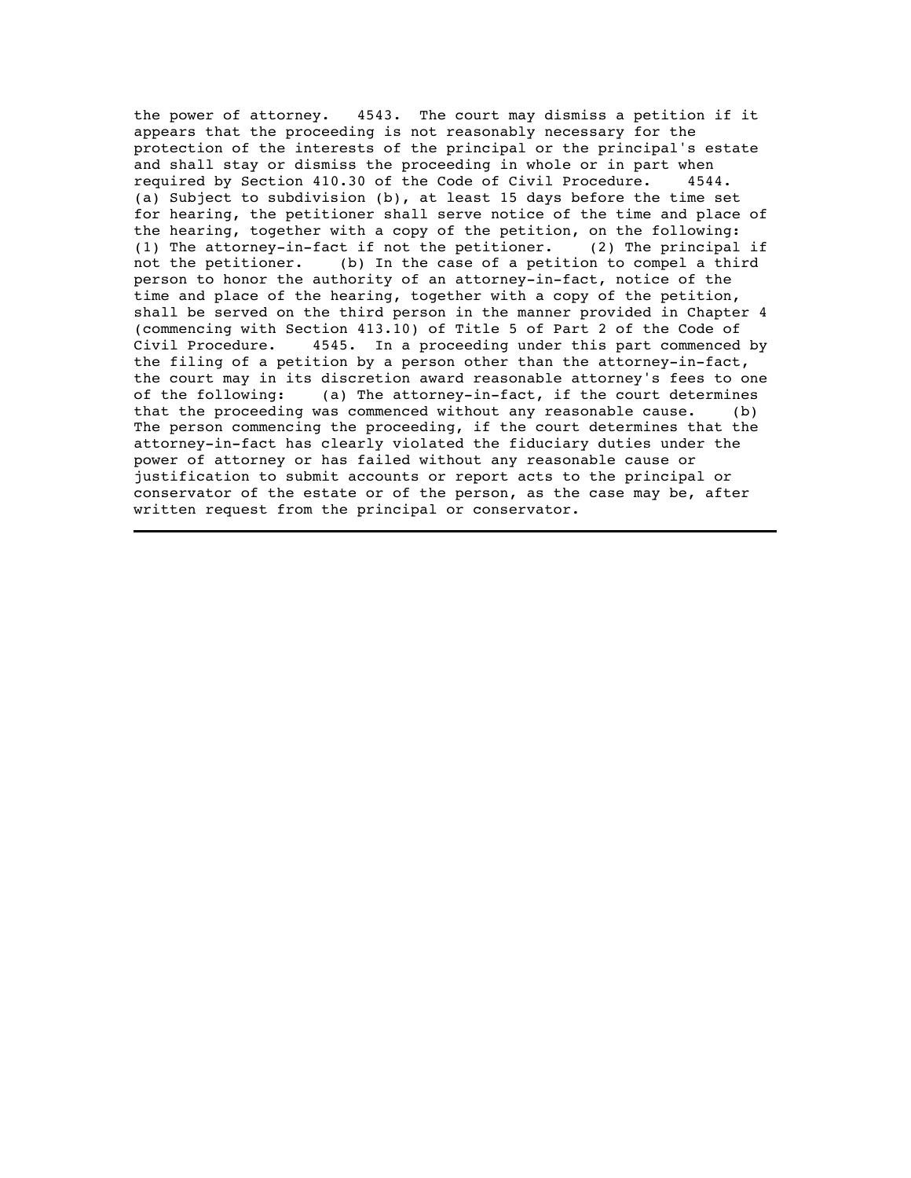the power of attorney. 4543. The court may dismiss a petition if it appears that the proceeding is not reasonably necessary for the protection of the interests of the principal or the principal's estate and shall stay or dismiss the proceeding in whole or in part when required by Section 410.30 of the Code of Civil Procedure. 4544. (a) Subject to subdivision (b), at least 15 days before the time set for hearing, the petitioner shall serve notice of the time and place of the hearing, together with a copy of the petition, on the following: (1) The attorney-in-fact if not the petitioner. (2) The principal if not the petitioner. (b) In the case of a petition to compel a third person to honor the authority of an attorney-in-fact, notice of the time and place of the hearing, together with a copy of the petition, shall be served on the third person in the manner provided in Chapter 4 (commencing with Section 413.10) of Title 5 of Part 2 of the Code of Civil Procedure. 4545. In a proceeding under this part commenced by the filing of a petition by a person other than the attorney-in-fact, the court may in its discretion award reasonable attorney's fees to one of the following: (a) The attorney-in-fact, if the court determines that the proceeding was commenced without any reasonable cause. (b) The person commencing the proceeding, if the court determines that the attorney-in-fact has clearly violated the fiduciary duties under the power of attorney or has failed without any reasonable cause or justification to submit accounts or report acts to the principal or conservator of the estate or of the person, as the case may be, after written request from the principal or conservator.